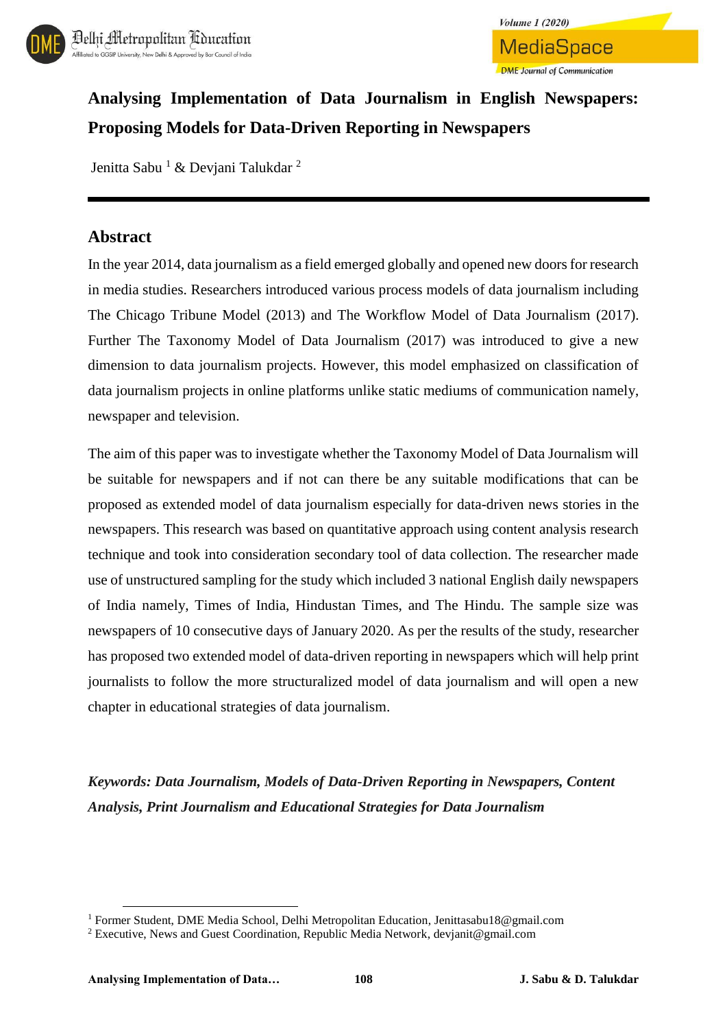# Analysing Implementation of Data Journalism in English Newspapers: Proposing Models for Data-Driven Reporting in Newspapers

Jenitta Sabu [1] & Devjani Talukdar [2]

## Abstract

In the year 2014, data journalism as a field emerged globally and opened new doors for research in media studies. Researchers introduced various process models of data journalism including The Chicago Tribune Model (2013) and The Workflow Model of Data Journalism (2017). Further The Taxonomy Model of Data Journalism (2017) was introduced to give a new dimension to data journalism projects. However, this model emphasized on classification of data journalism projects in online platforms unlike static mediums of communication namely, newspaper and television.

The aim of this paper was to investigate whether the Taxonomy Model of Data Journalism will be suitable for newspapers and if not can there be any suitable modifications that can be proposed as extended model of data journalism especially for data-driven news stories in the newspapers. This research was based on quantitative approach using content analysis research technique and took into consideration secondary tool of data collection. The researcher made use of unstructured sampling for the study which included 3 national English daily newspapers of India namely, Times of India, Hindustan Times, and The Hindu. The sample size was newspapers of 10 consecutive days of January 2020. As per the results of the study, researcher has proposed two extended model of data-driven reporting in newspapers which will help print journalists to follow the more structuralized model of data journalism and will open a new chapter in educational strategies of data journalism.

***Keywords: Data Journalism, Models of Data-Driven Reporting in Newspapers, Content Analysis, Print Journalism and Educational Strategies for Data Journalism***

---

[1] Former Student, DME Media School, Delhi Metropolitan Education, Jenittasabu18@gmail.com

[2] Executive, News and Guest Coordination, Republic Media Network, devjanit@gmail.com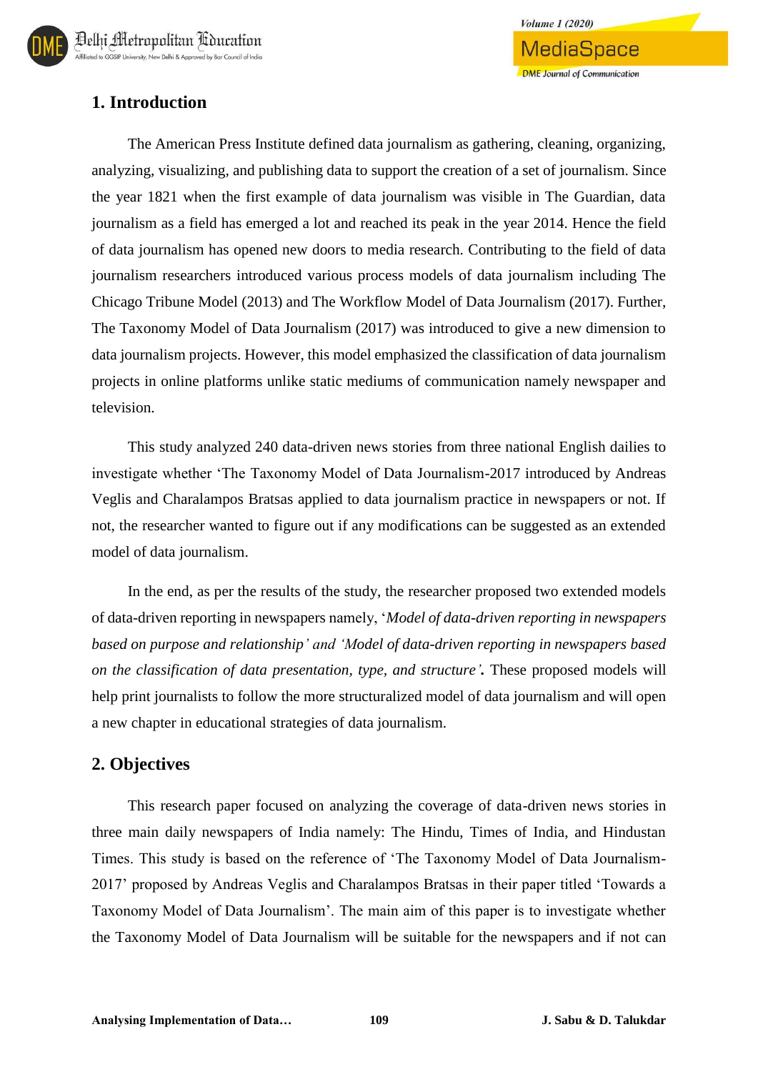## 1. Introduction

The American Press Institute defined data journalism as gathering, cleaning, organizing, analyzing, visualizing, and publishing data to support the creation of a set of journalism. Since the year 1821 when the first example of data journalism was visible in The Guardian, data journalism as a field has emerged a lot and reached its peak in the year 2014. Hence the field of data journalism has opened new doors to media research. Contributing to the field of data journalism researchers introduced various process models of data journalism including The Chicago Tribune Model (2013) and The Workflow Model of Data Journalism (2017). Further, The Taxonomy Model of Data Journalism (2017) was introduced to give a new dimension to data journalism projects. However, this model emphasized the classification of data journalism projects in online platforms unlike static mediums of communication namely newspaper and television.

This study analyzed 240 data-driven news stories from three national English dailies to investigate whether 'The Taxonomy Model of Data Journalism-2017 introduced by Andreas Veglis and Charalampos Bratsas applied to data journalism practice in newspapers or not. If not, the researcher wanted to figure out if any modifications can be suggested as an extended model of data journalism.

In the end, as per the results of the study, the researcher proposed two extended models of data-driven reporting in newspapers namely, '*Model of data-driven reporting in newspapers based on purpose and relationship' and 'Model of data-driven reporting in newspapers based on the classification of data presentation, type, and structure'*. These proposed models will help print journalists to follow the more structuralized model of data journalism and will open a new chapter in educational strategies of data journalism.

## 2. Objectives

This research paper focused on analyzing the coverage of data-driven news stories in three main daily newspapers of India namely: The Hindu, Times of India, and Hindustan Times. This study is based on the reference of 'The Taxonomy Model of Data Journalism-2017' proposed by Andreas Veglis and Charalampos Bratsas in their paper titled 'Towards a Taxonomy Model of Data Journalism'. The main aim of this paper is to investigate whether the Taxonomy Model of Data Journalism will be suitable for the newspapers and if not can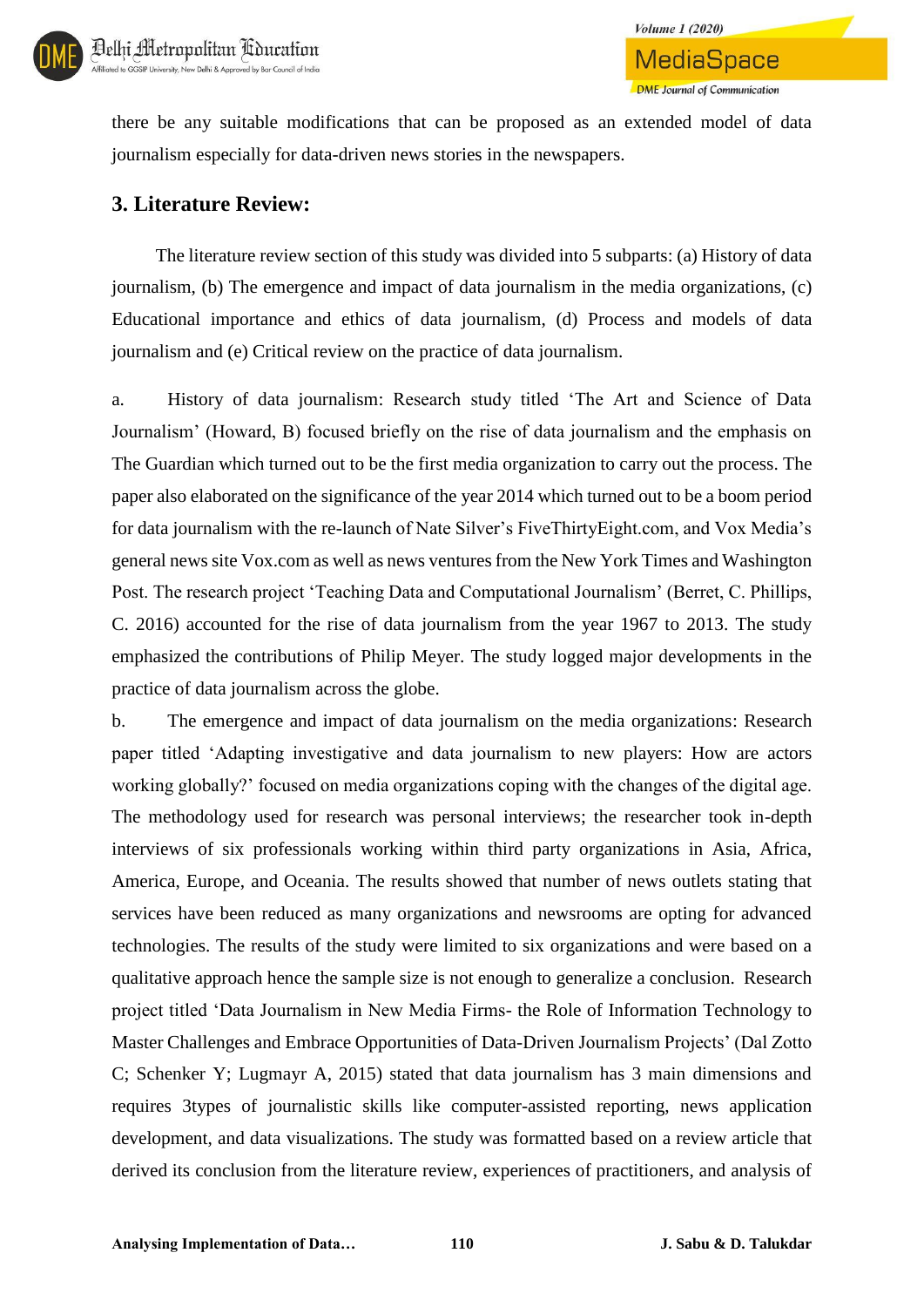there be any suitable modifications that can be proposed as an extended model of data journalism especially for data-driven news stories in the newspapers.

## 3. Literature Review:

The literature review section of this study was divided into 5 subparts: (a) History of data journalism, (b) The emergence and impact of data journalism in the media organizations, (c) Educational importance and ethics of data journalism, (d) Process and models of data journalism and (e) Critical review on the practice of data journalism.

a. History of data journalism: Research study titled 'The Art and Science of Data Journalism' (Howard, B) focused briefly on the rise of data journalism and the emphasis on The Guardian which turned out to be the first media organization to carry out the process. The paper also elaborated on the significance of the year 2014 which turned out to be a boom period for data journalism with the re-launch of Nate Silver's FiveThirtyEight.com, and Vox Media's general news site Vox.com as well as news ventures from the New York Times and Washington Post. The research project 'Teaching Data and Computational Journalism' (Berret, C. Phillips, C. 2016) accounted for the rise of data journalism from the year 1967 to 2013. The study emphasized the contributions of Philip Meyer. The study logged major developments in the practice of data journalism across the globe.

b. The emergence and impact of data journalism on the media organizations: Research paper titled 'Adapting investigative and data journalism to new players: How are actors working globally?' focused on media organizations coping with the changes of the digital age. The methodology used for research was personal interviews; the researcher took in-depth interviews of six professionals working within third party organizations in Asia, Africa, America, Europe, and Oceania. The results showed that number of news outlets stating that services have been reduced as many organizations and newsrooms are opting for advanced technologies. The results of the study were limited to six organizations and were based on a qualitative approach hence the sample size is not enough to generalize a conclusion. Research project titled 'Data Journalism in New Media Firms- the Role of Information Technology to Master Challenges and Embrace Opportunities of Data-Driven Journalism Projects' (Dal Zotto C; Schenker Y; Lugmayr A, 2015) stated that data journalism has 3 main dimensions and requires 3types of journalistic skills like computer-assisted reporting, news application development, and data visualizations. The study was formatted based on a review article that derived its conclusion from the literature review, experiences of practitioners, and analysis of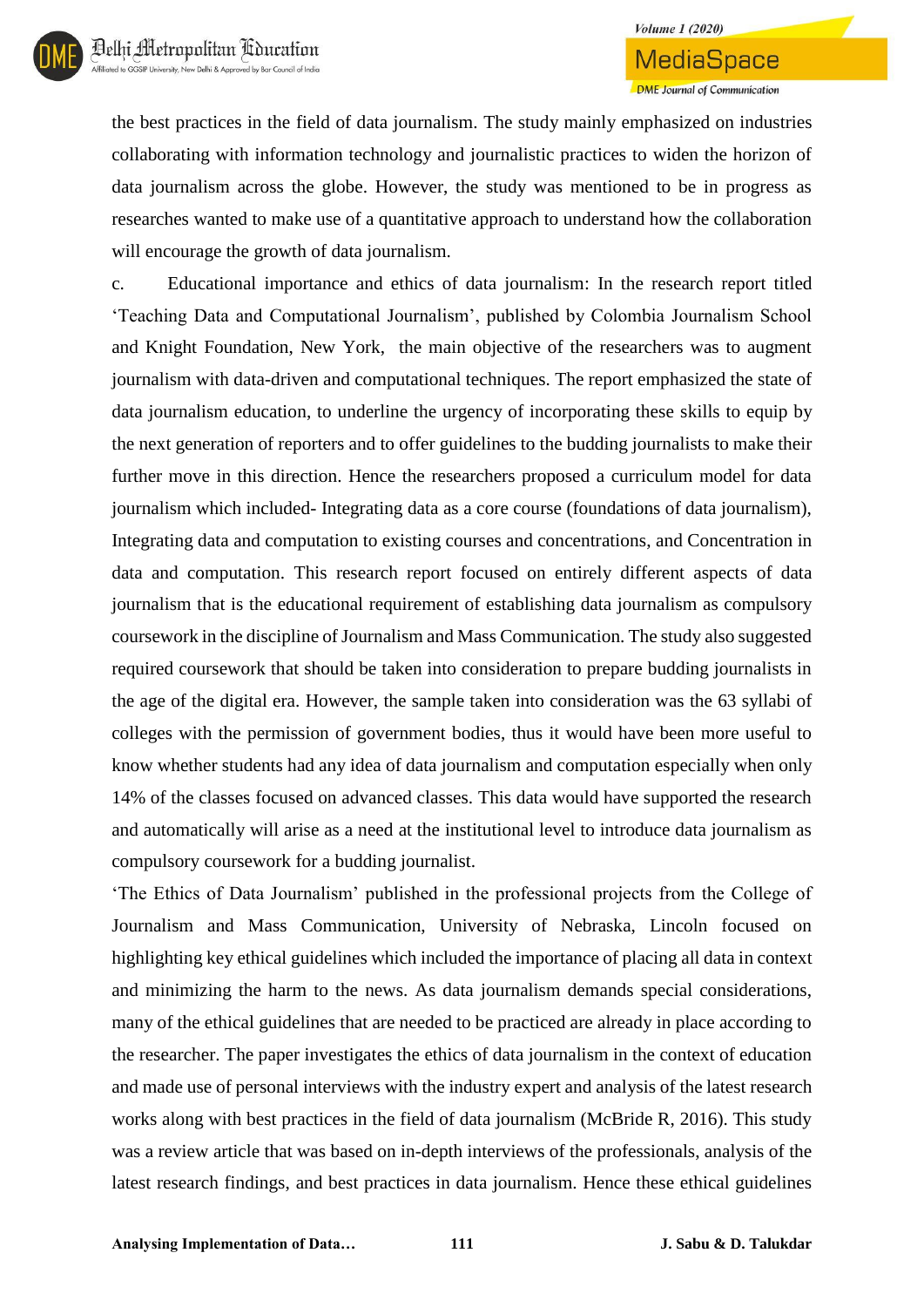the best practices in the field of data journalism. The study mainly emphasized on industries collaborating with information technology and journalistic practices to widen the horizon of data journalism across the globe. However, the study was mentioned to be in progress as researches wanted to make use of a quantitative approach to understand how the collaboration will encourage the growth of data journalism.

c. Educational importance and ethics of data journalism: In the research report titled 'Teaching Data and Computational Journalism', published by Colombia Journalism School and Knight Foundation, New York, the main objective of the researchers was to augment journalism with data-driven and computational techniques. The report emphasized the state of data journalism education, to underline the urgency of incorporating these skills to equip by the next generation of reporters and to offer guidelines to the budding journalists to make their further move in this direction. Hence the researchers proposed a curriculum model for data journalism which included- Integrating data as a core course (foundations of data journalism), Integrating data and computation to existing courses and concentrations, and Concentration in data and computation. This research report focused on entirely different aspects of data journalism that is the educational requirement of establishing data journalism as compulsory coursework in the discipline of Journalism and Mass Communication. The study also suggested required coursework that should be taken into consideration to prepare budding journalists in the age of the digital era. However, the sample taken into consideration was the 63 syllabi of colleges with the permission of government bodies, thus it would have been more useful to know whether students had any idea of data journalism and computation especially when only 14% of the classes focused on advanced classes. This data would have supported the research and automatically will arise as a need at the institutional level to introduce data journalism as compulsory coursework for a budding journalist.

'The Ethics of Data Journalism' published in the professional projects from the College of Journalism and Mass Communication, University of Nebraska, Lincoln focused on highlighting key ethical guidelines which included the importance of placing all data in context and minimizing the harm to the news. As data journalism demands special considerations, many of the ethical guidelines that are needed to be practiced are already in place according to the researcher. The paper investigates the ethics of data journalism in the context of education and made use of personal interviews with the industry expert and analysis of the latest research works along with best practices in the field of data journalism (McBride R, 2016). This study was a review article that was based on in-depth interviews of the professionals, analysis of the latest research findings, and best practices in data journalism. Hence these ethical guidelines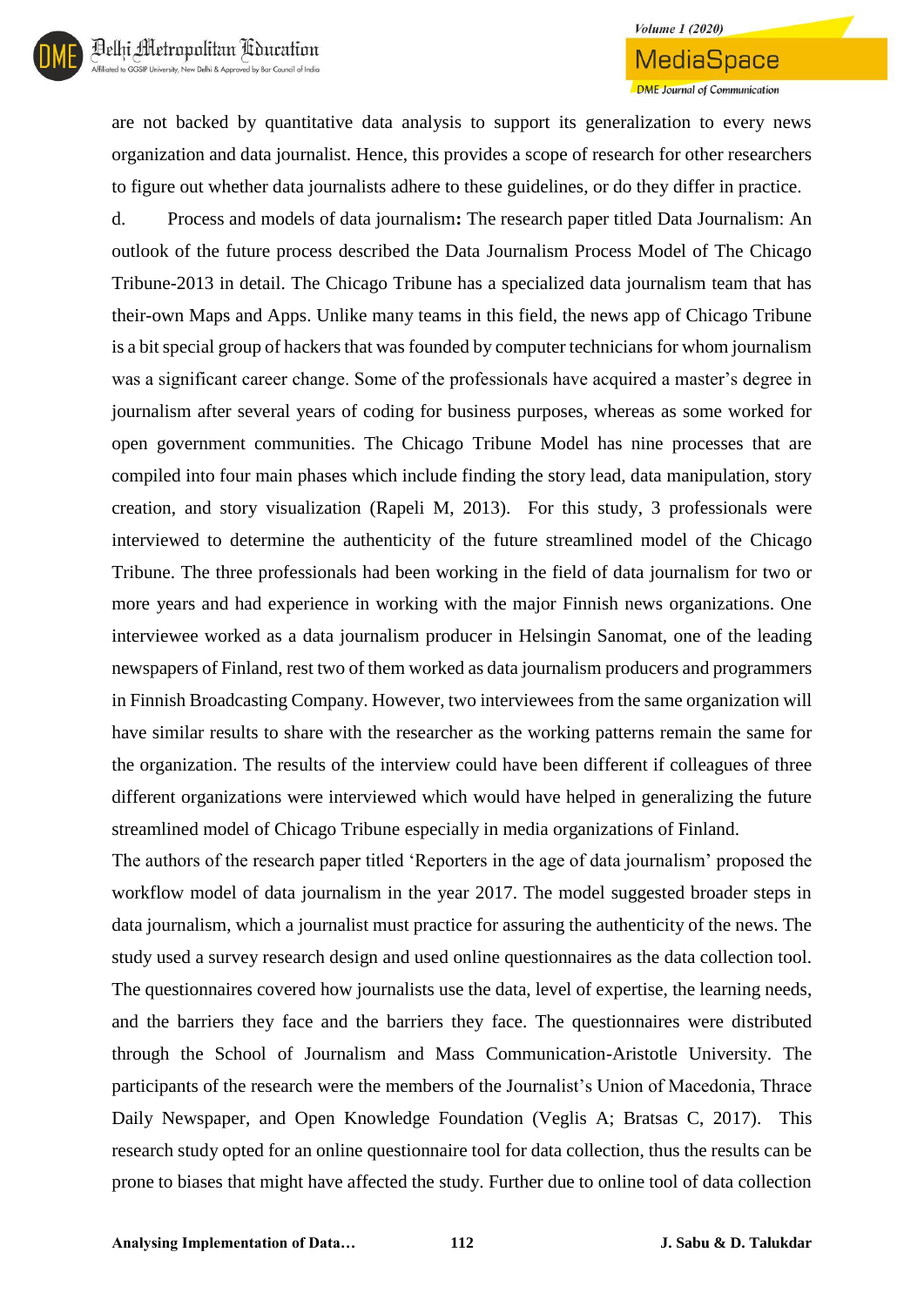are not backed by quantitative data analysis to support its generalization to every news organization and data journalist. Hence, this provides a scope of research for other researchers to figure out whether data journalists adhere to these guidelines, or do they differ in practice.

d. Process and models of data journalism**:** The research paper titled Data Journalism: An outlook of the future process described the Data Journalism Process Model of The Chicago Tribune-2013 in detail. The Chicago Tribune has a specialized data journalism team that has their-own Maps and Apps. Unlike many teams in this field, the news app of Chicago Tribune is a bit special group of hackers that was founded by computer technicians for whom journalism was a significant career change. Some of the professionals have acquired a master's degree in journalism after several years of coding for business purposes, whereas as some worked for open government communities. The Chicago Tribune Model has nine processes that are compiled into four main phases which include finding the story lead, data manipulation, story creation, and story visualization (Rapeli M, 2013). For this study, 3 professionals were interviewed to determine the authenticity of the future streamlined model of the Chicago Tribune. The three professionals had been working in the field of data journalism for two or more years and had experience in working with the major Finnish news organizations. One interviewee worked as a data journalism producer in Helsingin Sanomat, one of the leading newspapers of Finland, rest two of them worked as data journalism producers and programmers in Finnish Broadcasting Company. However, two interviewees from the same organization will have similar results to share with the researcher as the working patterns remain the same for the organization. The results of the interview could have been different if colleagues of three different organizations were interviewed which would have helped in generalizing the future streamlined model of Chicago Tribune especially in media organizations of Finland.

The authors of the research paper titled 'Reporters in the age of data journalism' proposed the workflow model of data journalism in the year 2017. The model suggested broader steps in data journalism, which a journalist must practice for assuring the authenticity of the news. The study used a survey research design and used online questionnaires as the data collection tool. The questionnaires covered how journalists use the data, level of expertise, the learning needs, and the barriers they face and the barriers they face. The questionnaires were distributed through the School of Journalism and Mass Communication-Aristotle University. The participants of the research were the members of the Journalist's Union of Macedonia, Thrace Daily Newspaper, and Open Knowledge Foundation (Veglis A; Bratsas C, 2017). This research study opted for an online questionnaire tool for data collection, thus the results can be prone to biases that might have affected the study. Further due to online tool of data collection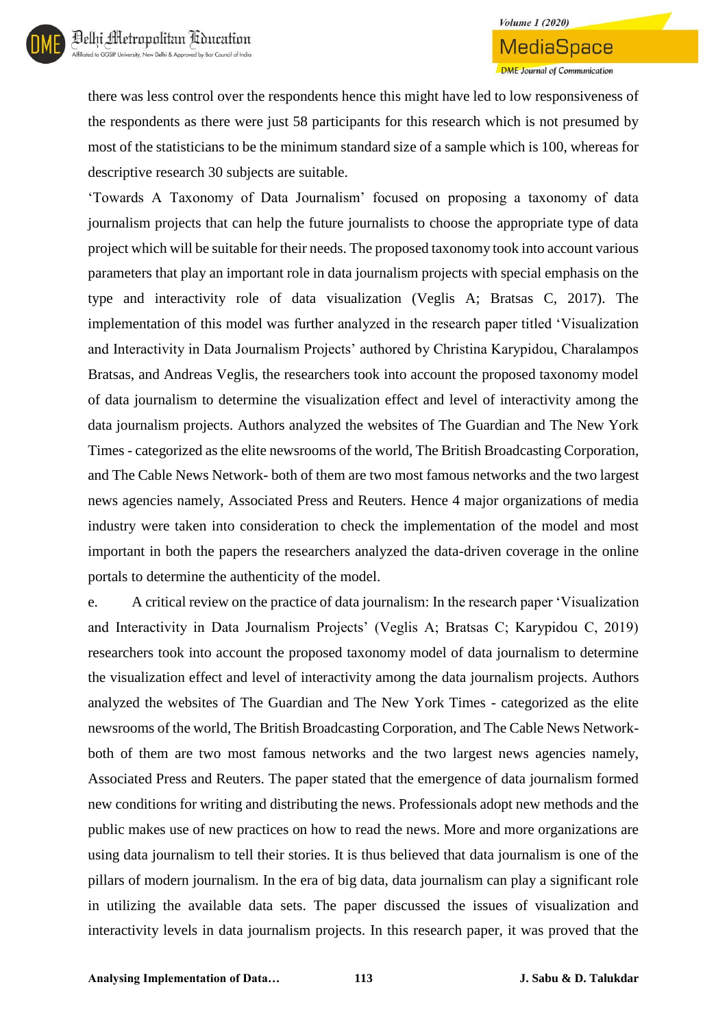there was less control over the respondents hence this might have led to low responsiveness of the respondents as there were just 58 participants for this research which is not presumed by most of the statisticians to be the minimum standard size of a sample which is 100, whereas for descriptive research 30 subjects are suitable.

'Towards A Taxonomy of Data Journalism' focused on proposing a taxonomy of data journalism projects that can help the future journalists to choose the appropriate type of data project which will be suitable for their needs. The proposed taxonomy took into account various parameters that play an important role in data journalism projects with special emphasis on the type and interactivity role of data visualization (Veglis A; Bratsas C, 2017). The implementation of this model was further analyzed in the research paper titled 'Visualization and Interactivity in Data Journalism Projects' authored by Christina Karypidou, Charalampos Bratsas, and Andreas Veglis, the researchers took into account the proposed taxonomy model of data journalism to determine the visualization effect and level of interactivity among the data journalism projects. Authors analyzed the websites of The Guardian and The New York Times - categorized as the elite newsrooms of the world, The British Broadcasting Corporation, and The Cable News Network- both of them are two most famous networks and the two largest news agencies namely, Associated Press and Reuters. Hence 4 major organizations of media industry were taken into consideration to check the implementation of the model and most important in both the papers the researchers analyzed the data-driven coverage in the online portals to determine the authenticity of the model.

e. A critical review on the practice of data journalism: In the research paper 'Visualization and Interactivity in Data Journalism Projects' (Veglis A; Bratsas C; Karypidou C, 2019) researchers took into account the proposed taxonomy model of data journalism to determine the visualization effect and level of interactivity among the data journalism projects. Authors analyzed the websites of The Guardian and The New York Times - categorized as the elite newsrooms of the world, The British Broadcasting Corporation, and The Cable News Network- both of them are two most famous networks and the two largest news agencies namely, Associated Press and Reuters. The paper stated that the emergence of data journalism formed new conditions for writing and distributing the news. Professionals adopt new methods and the public makes use of new practices on how to read the news. More and more organizations are using data journalism to tell their stories. It is thus believed that data journalism is one of the pillars of modern journalism. In the era of big data, data journalism can play a significant role in utilizing the available data sets. The paper discussed the issues of visualization and interactivity levels in data journalism projects. In this research paper, it was proved that the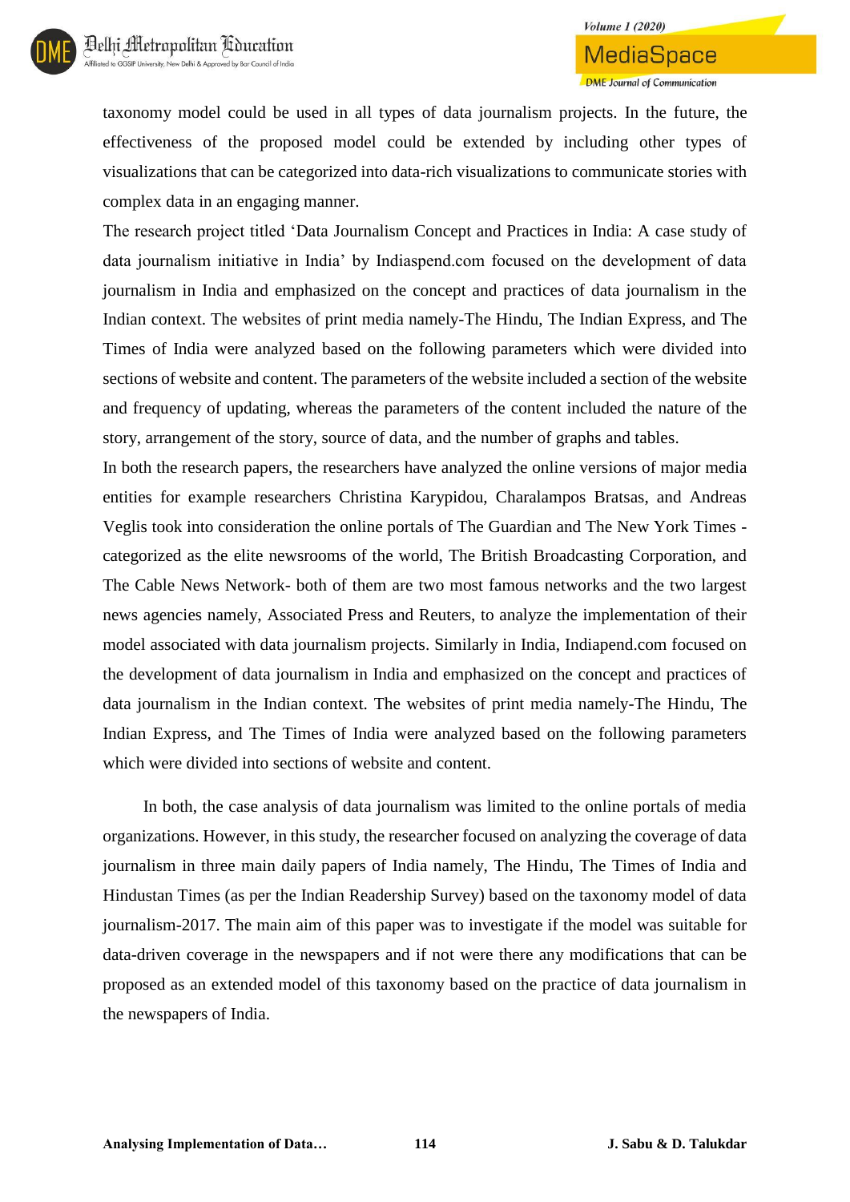taxonomy model could be used in all types of data journalism projects. In the future, the effectiveness of the proposed model could be extended by including other types of visualizations that can be categorized into data-rich visualizations to communicate stories with complex data in an engaging manner.

The research project titled 'Data Journalism Concept and Practices in India: A case study of data journalism initiative in India' by Indiaspend.com focused on the development of data journalism in India and emphasized on the concept and practices of data journalism in the Indian context. The websites of print media namely-The Hindu, The Indian Express, and The Times of India were analyzed based on the following parameters which were divided into sections of website and content. The parameters of the website included a section of the website and frequency of updating, whereas the parameters of the content included the nature of the story, arrangement of the story, source of data, and the number of graphs and tables.

In both the research papers, the researchers have analyzed the online versions of major media entities for example researchers Christina Karypidou, Charalampos Bratsas, and Andreas Veglis took into consideration the online portals of The Guardian and The New York Times - categorized as the elite newsrooms of the world, The British Broadcasting Corporation, and The Cable News Network- both of them are two most famous networks and the two largest news agencies namely, Associated Press and Reuters, to analyze the implementation of their model associated with data journalism projects. Similarly in India, Indiapend.com focused on the development of data journalism in India and emphasized on the concept and practices of data journalism in the Indian context. The websites of print media namely-The Hindu, The Indian Express, and The Times of India were analyzed based on the following parameters which were divided into sections of website and content.

In both, the case analysis of data journalism was limited to the online portals of media organizations. However, in this study, the researcher focused on analyzing the coverage of data journalism in three main daily papers of India namely, The Hindu, The Times of India and Hindustan Times (as per the Indian Readership Survey) based on the taxonomy model of data journalism-2017. The main aim of this paper was to investigate if the model was suitable for data-driven coverage in the newspapers and if not were there any modifications that can be proposed as an extended model of this taxonomy based on the practice of data journalism in the newspapers of India.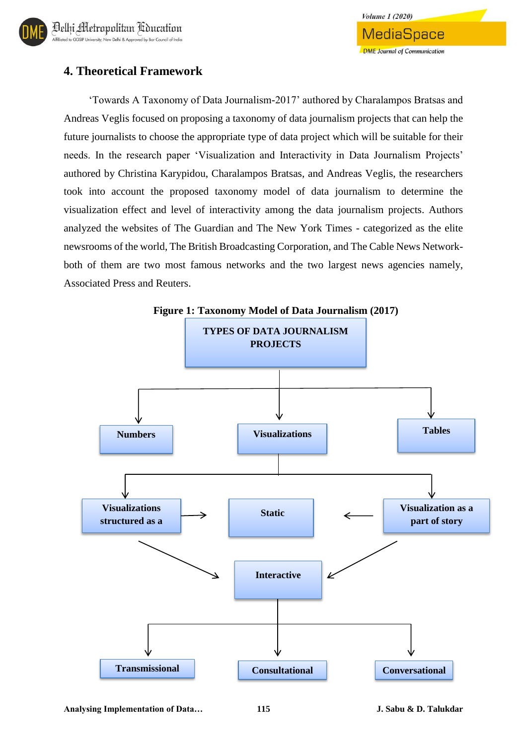## 4. Theoretical Framework

'Towards A Taxonomy of Data Journalism-2017' authored by Charalampos Bratsas and Andreas Veglis focused on proposing a taxonomy of data journalism projects that can help the future journalists to choose the appropriate type of data project which will be suitable for their needs. In the research paper 'Visualization and Interactivity in Data Journalism Projects' authored by Christina Karypidou, Charalampos Bratsas, and Andreas Veglis, the researchers took into account the proposed taxonomy model of data journalism to determine the visualization effect and level of interactivity among the data journalism projects. Authors analyzed the websites of The Guardian and The New York Times - categorized as the elite newsrooms of the world, The British Broadcasting Corporation, and The Cable News Network- both of them are two most famous networks and the two largest news agencies namely, Associated Press and Reuters.

**Figure 1: Taxonomy Model of Data Journalism (2017)**

TYPES OF DATA JOURNALISM PROJECTS

Numbers | Visualizations | Tables

Visualizations structured as a | Static | Visualization as a part of story

Interactive

Transmissional | Consultational | Conversational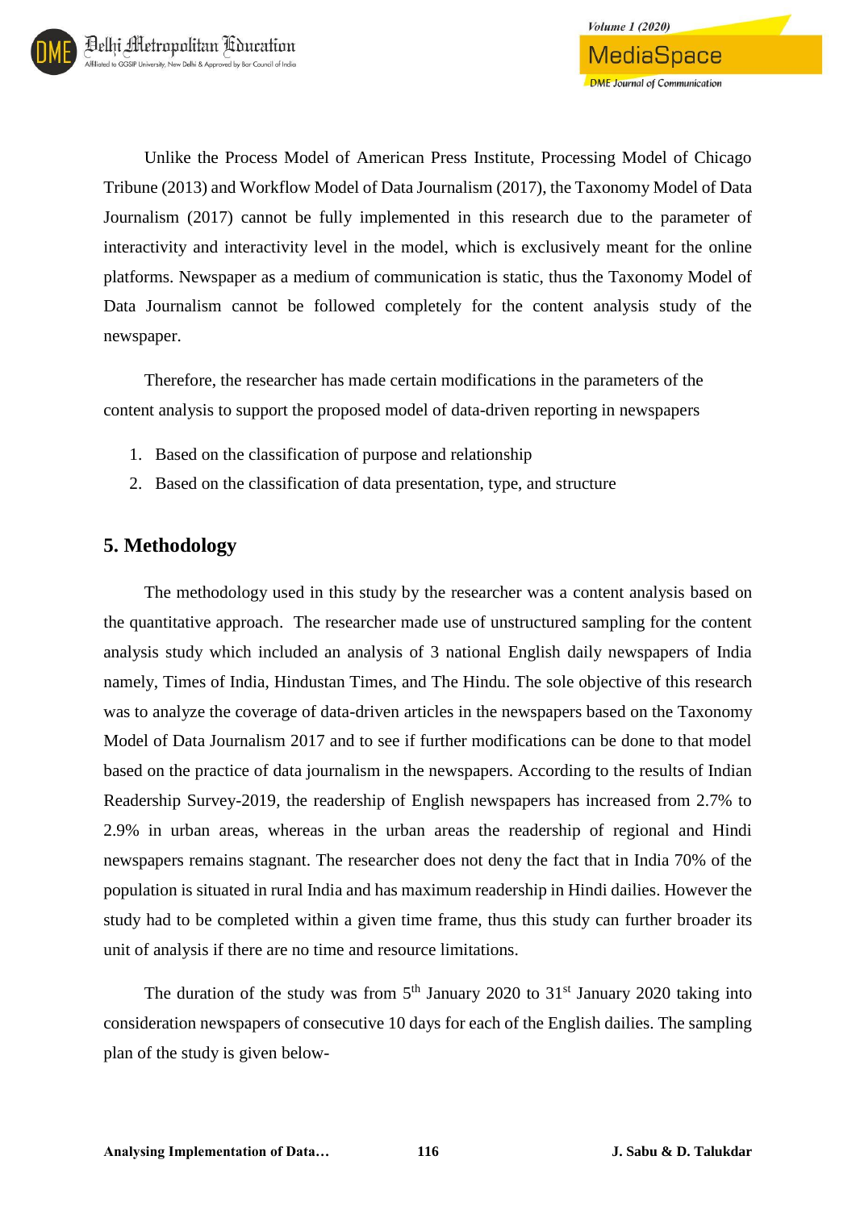Unlike the Process Model of American Press Institute, Processing Model of Chicago Tribune (2013) and Workflow Model of Data Journalism (2017), the Taxonomy Model of Data Journalism (2017) cannot be fully implemented in this research due to the parameter of interactivity and interactivity level in the model, which is exclusively meant for the online platforms. Newspaper as a medium of communication is static, thus the Taxonomy Model of Data Journalism cannot be followed completely for the content analysis study of the newspaper.

Therefore, the researcher has made certain modifications in the parameters of the content analysis to support the proposed model of data-driven reporting in newspapers

1. Based on the classification of purpose and relationship
2. Based on the classification of data presentation, type, and structure

## 5. Methodology

The methodology used in this study by the researcher was a content analysis based on the quantitative approach. The researcher made use of unstructured sampling for the content analysis study which included an analysis of 3 national English daily newspapers of India namely, Times of India, Hindustan Times, and The Hindu. The sole objective of this research was to analyze the coverage of data-driven articles in the newspapers based on the Taxonomy Model of Data Journalism 2017 and to see if further modifications can be done to that model based on the practice of data journalism in the newspapers. According to the results of Indian Readership Survey-2019, the readership of English newspapers has increased from 2.7% to 2.9% in urban areas, whereas in the urban areas the readership of regional and Hindi newspapers remains stagnant. The researcher does not deny the fact that in India 70% of the population is situated in rural India and has maximum readership in Hindi dailies. However the study had to be completed within a given time frame, thus this study can further broader its unit of analysis if there are no time and resource limitations.

The duration of the study was from 5th January 2020 to 31st January 2020 taking into consideration newspapers of consecutive 10 days for each of the English dailies. The sampling plan of the study is given below-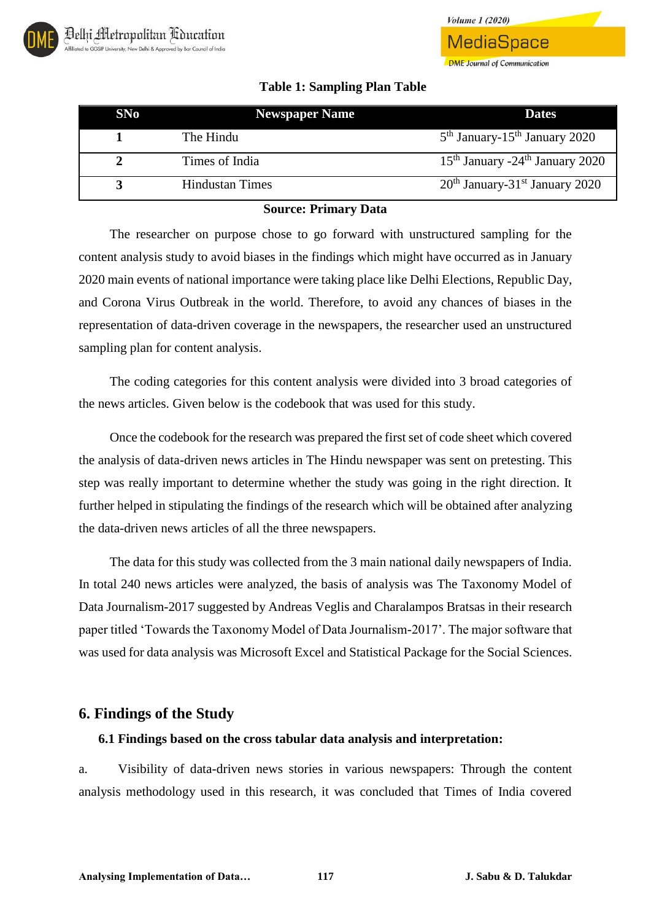**Table 1: Sampling Plan Table**

| SNo | Newspaper Name | Dates |
|---|---|---|
| 1 | The Hindu | 5th January-15th January 2020 |
| 2 | Times of India | 15th January -24th January 2020 |
| 3 | Hindustan Times | 20th January-31st January 2020 |

**Source: Primary Data**

The researcher on purpose chose to go forward with unstructured sampling for the content analysis study to avoid biases in the findings which might have occurred as in January 2020 main events of national importance were taking place like Delhi Elections, Republic Day, and Corona Virus Outbreak in the world. Therefore, to avoid any chances of biases in the representation of data-driven coverage in the newspapers, the researcher used an unstructured sampling plan for content analysis.

The coding categories for this content analysis were divided into 3 broad categories of the news articles. Given below is the codebook that was used for this study.

Once the codebook for the research was prepared the first set of code sheet which covered the analysis of data-driven news articles in The Hindu newspaper was sent on pretesting. This step was really important to determine whether the study was going in the right direction. It further helped in stipulating the findings of the research which will be obtained after analyzing the data-driven news articles of all the three newspapers.

The data for this study was collected from the 3 main national daily newspapers of India. In total 240 news articles were analyzed, the basis of analysis was The Taxonomy Model of Data Journalism-2017 suggested by Andreas Veglis and Charalampos Bratsas in their research paper titled 'Towards the Taxonomy Model of Data Journalism-2017'. The major software that was used for data analysis was Microsoft Excel and Statistical Package for the Social Sciences.

## 6. Findings of the Study

### 6.1 Findings based on the cross tabular data analysis and interpretation:

a. Visibility of data-driven news stories in various newspapers: Through the content analysis methodology used in this research, it was concluded that Times of India covered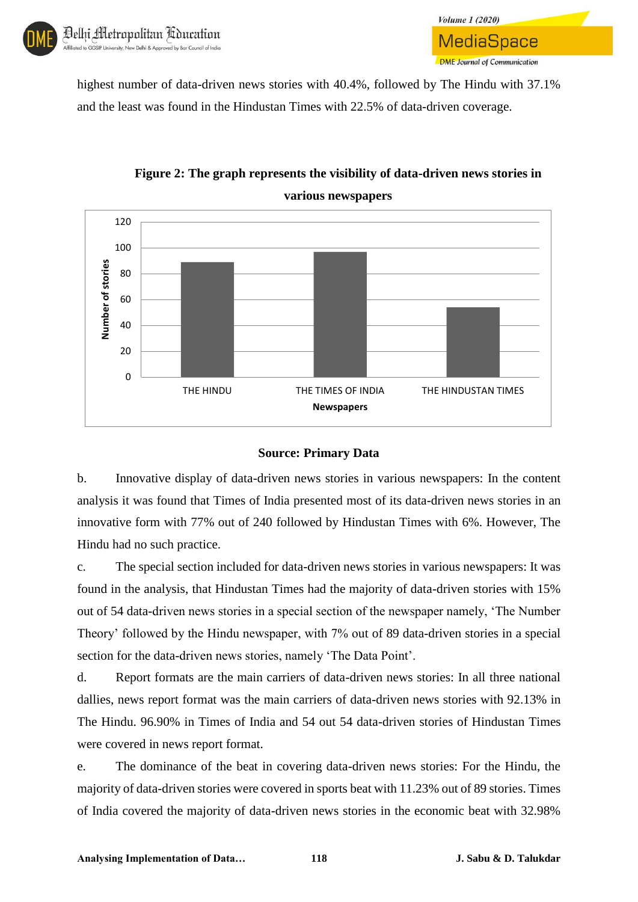highest number of data-driven news stories with 40.4%, followed by The Hindu with 37.1% and the least was found in the Hindustan Times with 22.5% of data-driven coverage.

**Figure 2: The graph represents the visibility of data-driven news stories in various newspapers**

**Source: Primary Data**

b. Innovative display of data-driven news stories in various newspapers: In the content analysis it was found that Times of India presented most of its data-driven news stories in an innovative form with 77% out of 240 followed by Hindustan Times with 6%. However, The Hindu had no such practice.

c. The special section included for data-driven news stories in various newspapers: It was found in the analysis, that Hindustan Times had the majority of data-driven stories with 15% out of 54 data-driven news stories in a special section of the newspaper namely, 'The Number Theory' followed by the Hindu newspaper, with 7% out of 89 data-driven stories in a special section for the data-driven news stories, namely 'The Data Point'.

d. Report formats are the main carriers of data-driven news stories: In all three national dallies, news report format was the main carriers of data-driven news stories with 92.13% in The Hindu. 96.90% in Times of India and 54 out 54 data-driven stories of Hindustan Times were covered in news report format.

e. The dominance of the beat in covering data-driven news stories: For the Hindu, the majority of data-driven stories were covered in sports beat with 11.23% out of 89 stories. Times of India covered the majority of data-driven news stories in the economic beat with 32.98%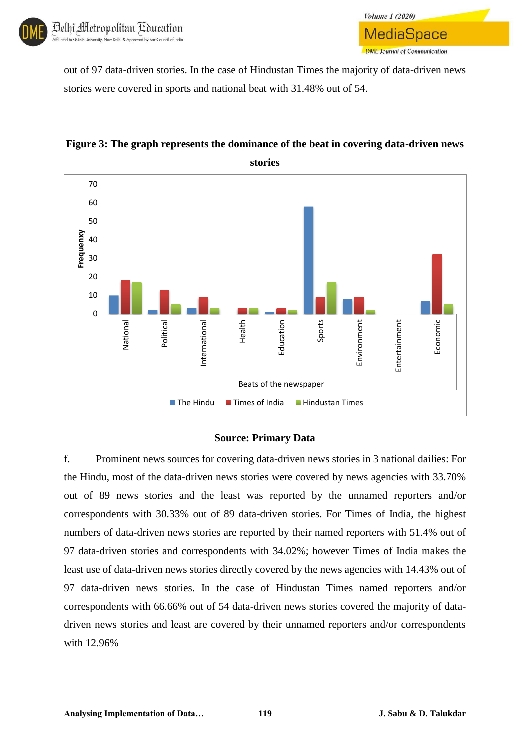out of 97 data-driven stories. In the case of Hindustan Times the majority of data-driven news stories were covered in sports and national beat with 31.48% out of 54.

**Figure 3: The graph represents the dominance of the beat in covering data-driven news stories**

**Source: Primary Data**

f. Prominent news sources for covering data-driven news stories in 3 national dailies: For the Hindu, most of the data-driven news stories were covered by news agencies with 33.70% out of 89 news stories and the least was reported by the unnamed reporters and/or correspondents with 30.33% out of 89 data-driven stories. For Times of India, the highest numbers of data-driven news stories are reported by their named reporters with 51.4% out of 97 data-driven stories and correspondents with 34.02%; however Times of India makes the least use of data-driven news stories directly covered by the news agencies with 14.43% out of 97 data-driven news stories. In the case of Hindustan Times named reporters and/or correspondents with 66.66% out of 54 data-driven news stories covered the majority of data-driven news stories and least are covered by their unnamed reporters and/or correspondents with 12.96%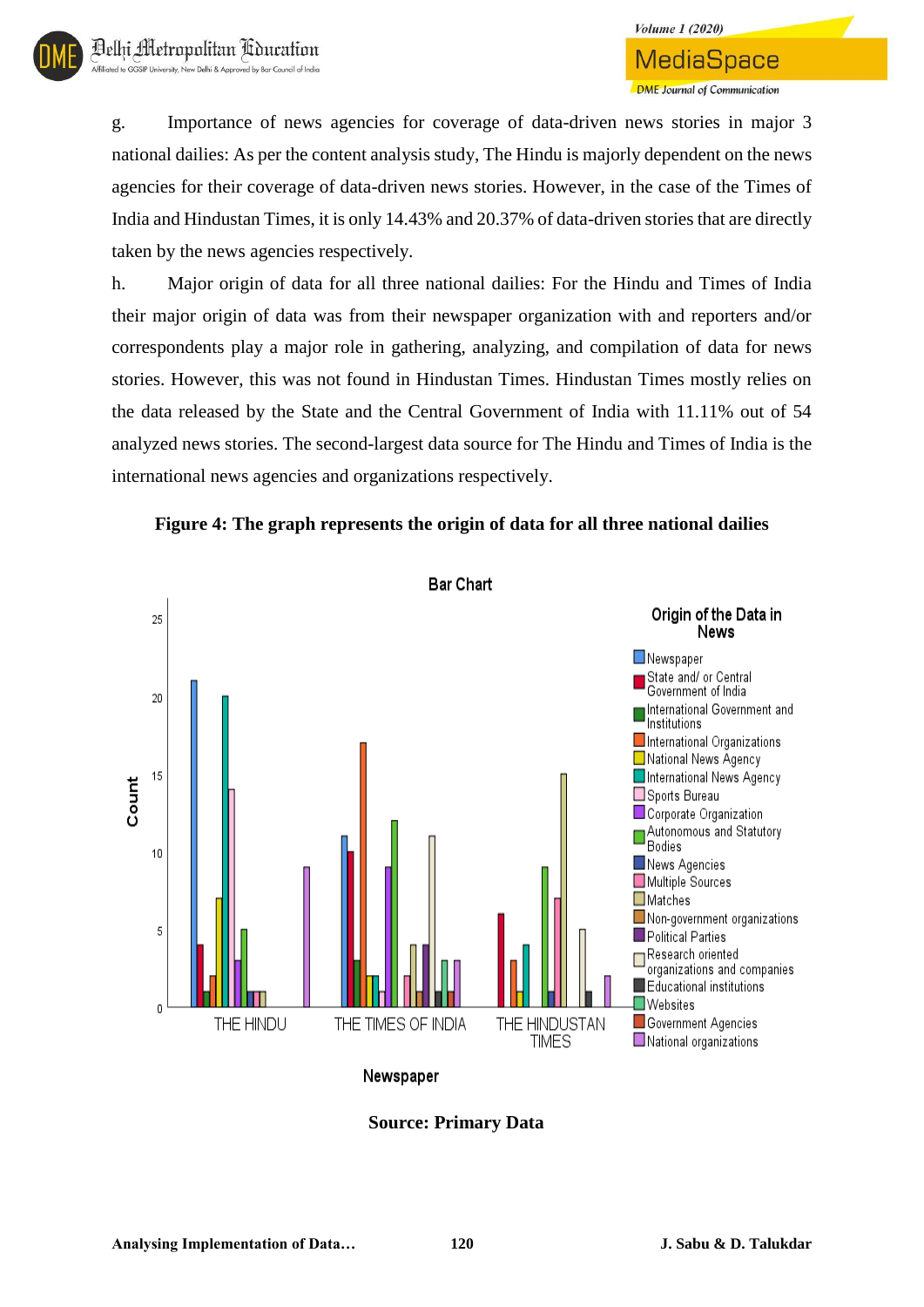g. Importance of news agencies for coverage of data-driven news stories in major 3 national dailies: As per the content analysis study, The Hindu is majorly dependent on the news agencies for their coverage of data-driven news stories. However, in the case of the Times of India and Hindustan Times, it is only 14.43% and 20.37% of data-driven stories that are directly taken by the news agencies respectively.

h. Major origin of data for all three national dailies: For the Hindu and Times of India their major origin of data was from their newspaper organization with and reporters and/or correspondents play a major role in gathering, analyzing, and compilation of data for news stories. However, this was not found in Hindustan Times. Hindustan Times mostly relies on the data released by the State and the Central Government of India with 11.11% out of 54 analyzed news stories. The second-largest data source for The Hindu and Times of India is the international news agencies and organizations respectively.

**Figure 4: The graph represents the origin of data for all three national dailies**

**Source: Primary Data**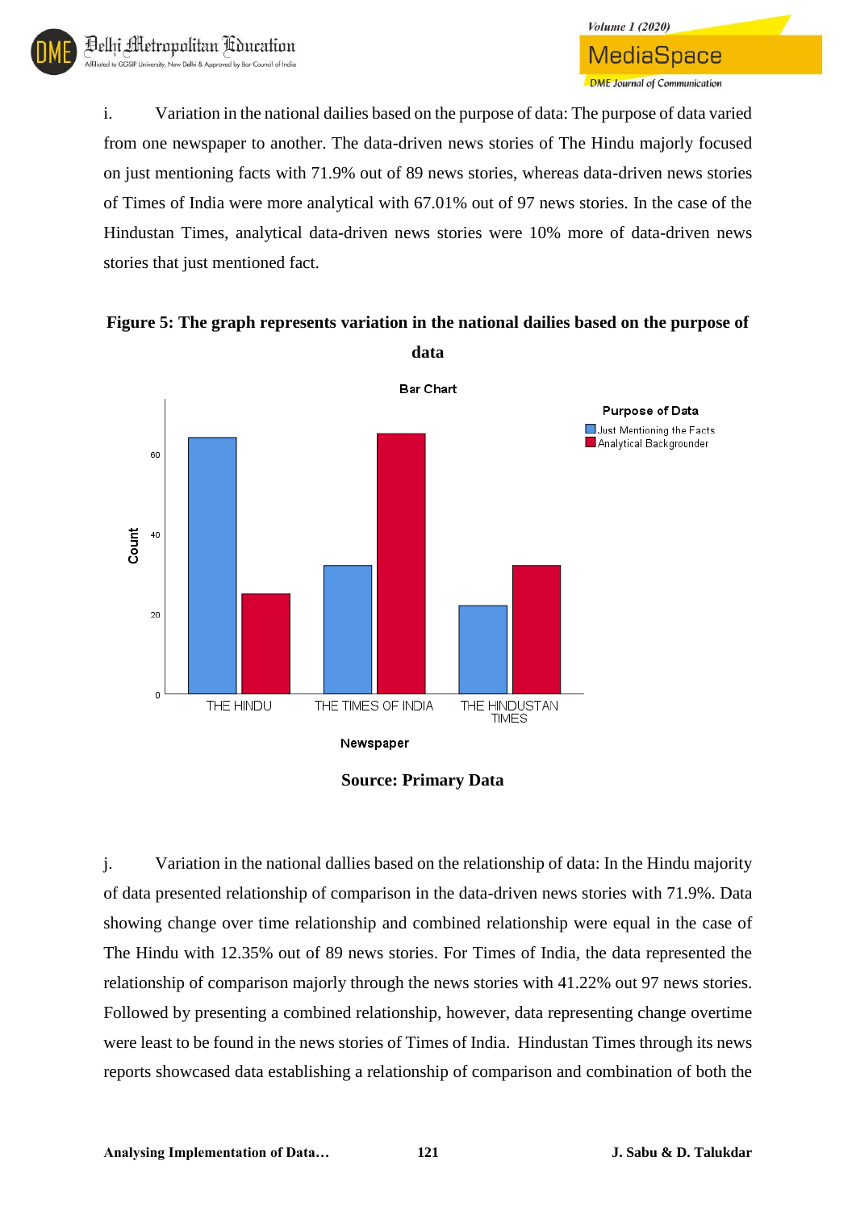i. Variation in the national dailies based on the purpose of data: The purpose of data varied from one newspaper to another. The data-driven news stories of The Hindu majorly focused on just mentioning facts with 71.9% out of 89 news stories, whereas data-driven news stories of Times of India were more analytical with 67.01% out of 97 news stories. In the case of the Hindustan Times, analytical data-driven news stories were 10% more of data-driven news stories that just mentioned fact.

**Figure 5: The graph represents variation in the national dailies based on the purpose of data**

**Source: Primary Data**

j. Variation in the national dallies based on the relationship of data: In the Hindu majority of data presented relationship of comparison in the data-driven news stories with 71.9%. Data showing change over time relationship and combined relationship were equal in the case of The Hindu with 12.35% out of 89 news stories. For Times of India, the data represented the relationship of comparison majorly through the news stories with 41.22% out 97 news stories. Followed by presenting a combined relationship, however, data representing change overtime were least to be found in the news stories of Times of India. Hindustan Times through its news reports showcased data establishing a relationship of comparison and combination of both the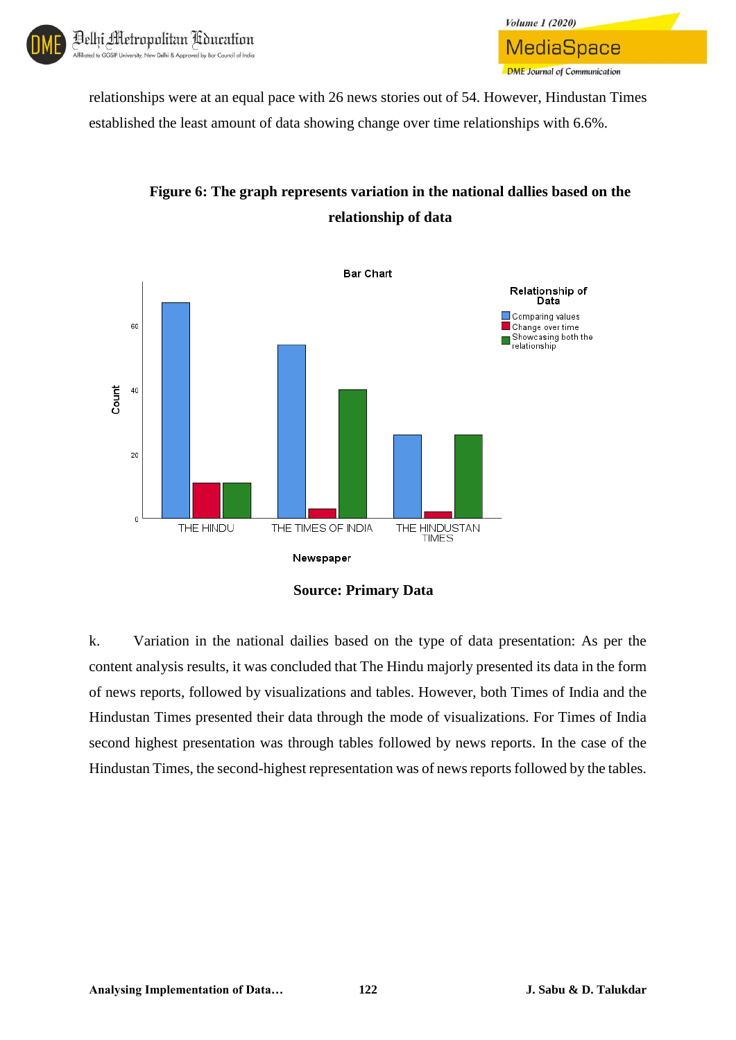relationships were at an equal pace with 26 news stories out of 54. However, Hindustan Times established the least amount of data showing change over time relationships with 6.6%.

**Figure 6: The graph represents variation in the national dallies based on the relationship of data**

**Source: Primary Data**

k. Variation in the national dailies based on the type of data presentation: As per the content analysis results, it was concluded that The Hindu majorly presented its data in the form of news reports, followed by visualizations and tables. However, both Times of India and the Hindustan Times presented their data through the mode of visualizations. For Times of India second highest presentation was through tables followed by news reports. In the case of the Hindustan Times, the second-highest representation was of news reports followed by the tables.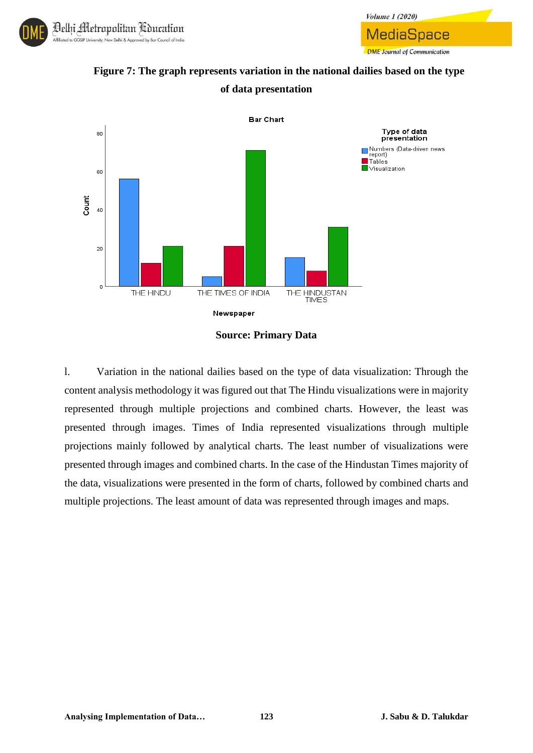**Figure 7: The graph represents variation in the national dailies based on the type of data presentation**

**Source: Primary Data**

l. Variation in the national dailies based on the type of data visualization: Through the content analysis methodology it was figured out that The Hindu visualizations were in majority represented through multiple projections and combined charts. However, the least was presented through images. Times of India represented visualizations through multiple projections mainly followed by analytical charts. The least number of visualizations were presented through images and combined charts. In the case of the Hindustan Times majority of the data, visualizations were presented in the form of charts, followed by combined charts and multiple projections. The least amount of data was represented through images and maps.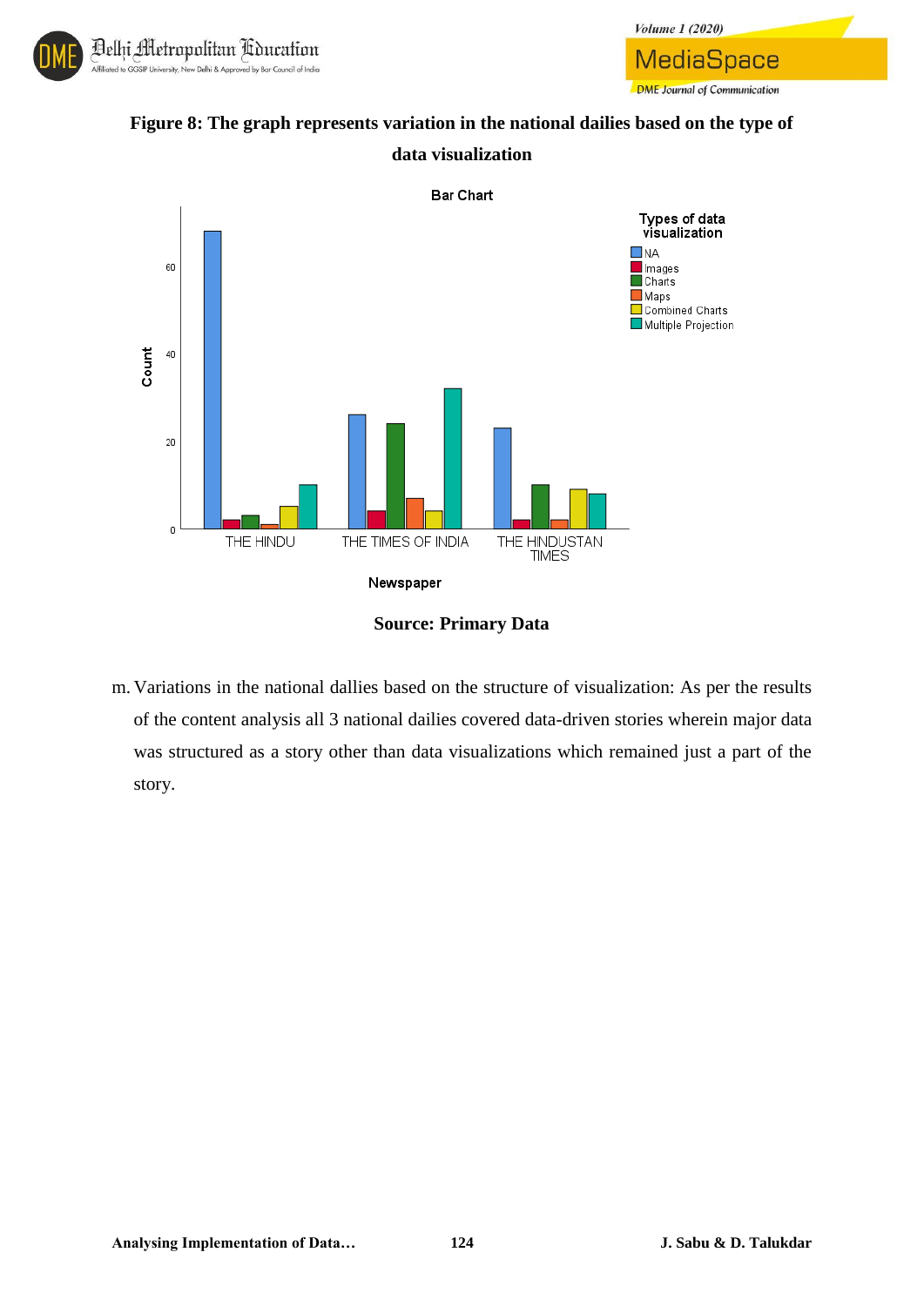**Figure 8: The graph represents variation in the national dailies based on the type of data visualization**

**Source: Primary Data**

m. Variations in the national dallies based on the structure of visualization: As per the results of the content analysis all 3 national dailies covered data-driven stories wherein major data was structured as a story other than data visualizations which remained just a part of the story.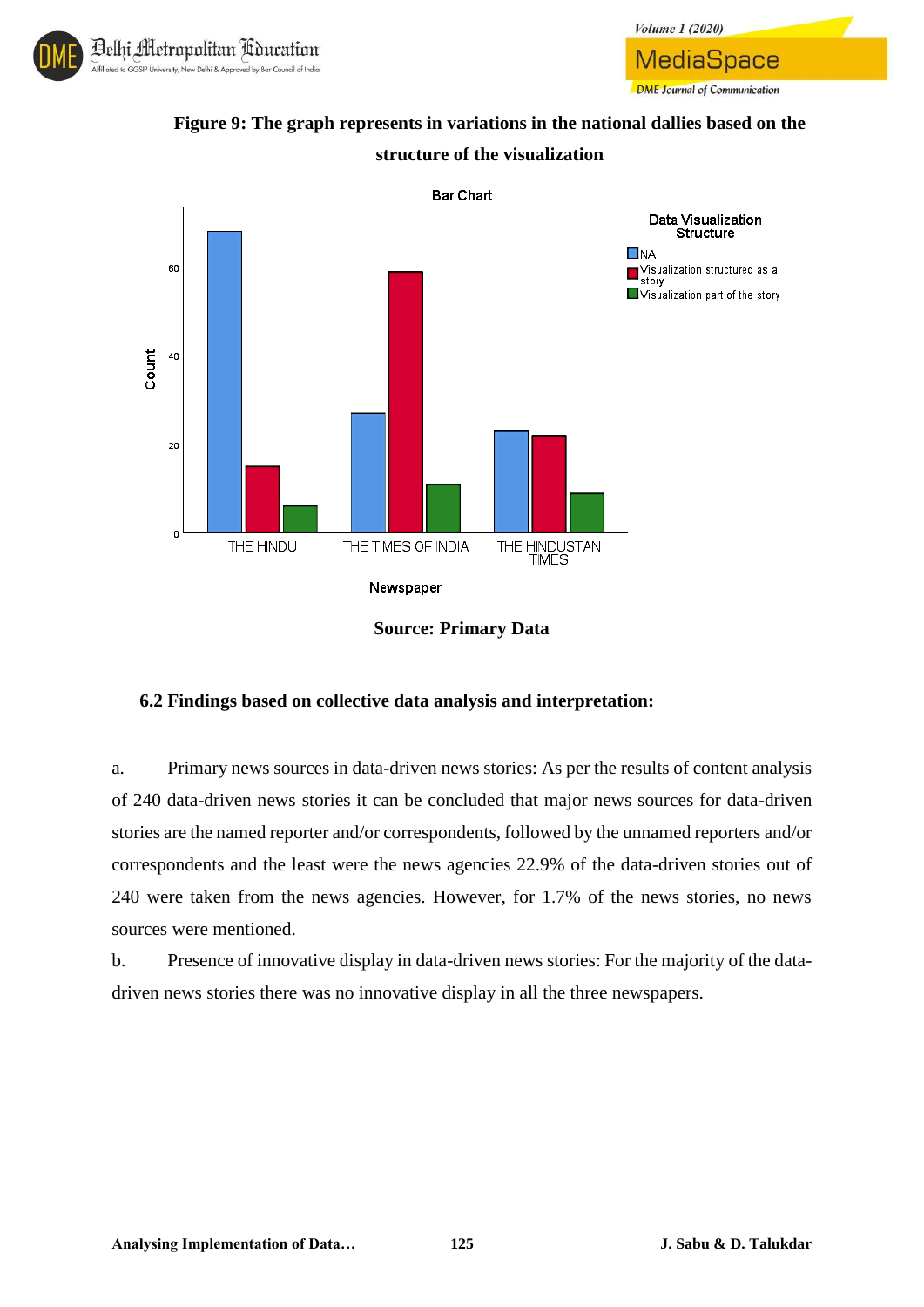**Figure 9: The graph represents in variations in the national dallies based on the structure of the visualization**

**Source: Primary Data**

### 6.2 Findings based on collective data analysis and interpretation:

a. Primary news sources in data-driven news stories: As per the results of content analysis of 240 data-driven news stories it can be concluded that major news sources for data-driven stories are the named reporter and/or correspondents, followed by the unnamed reporters and/or correspondents and the least were the news agencies 22.9% of the data-driven stories out of 240 were taken from the news agencies. However, for 1.7% of the news stories, no news sources were mentioned.

b. Presence of innovative display in data-driven news stories: For the majority of the data-driven news stories there was no innovative display in all the three newspapers.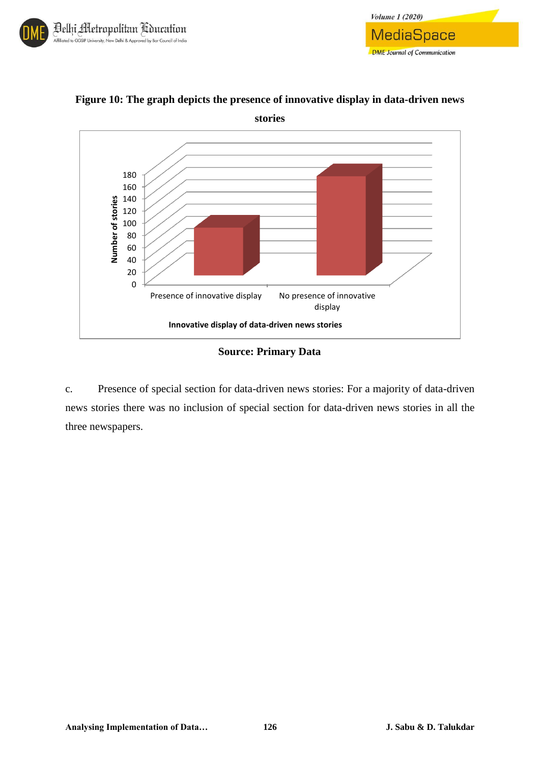**Figure 10: The graph depicts the presence of innovative display in data-driven news stories**

**Source: Primary Data**

c. Presence of special section for data-driven news stories: For a majority of data-driven news stories there was no inclusion of special section for data-driven news stories in all the three newspapers.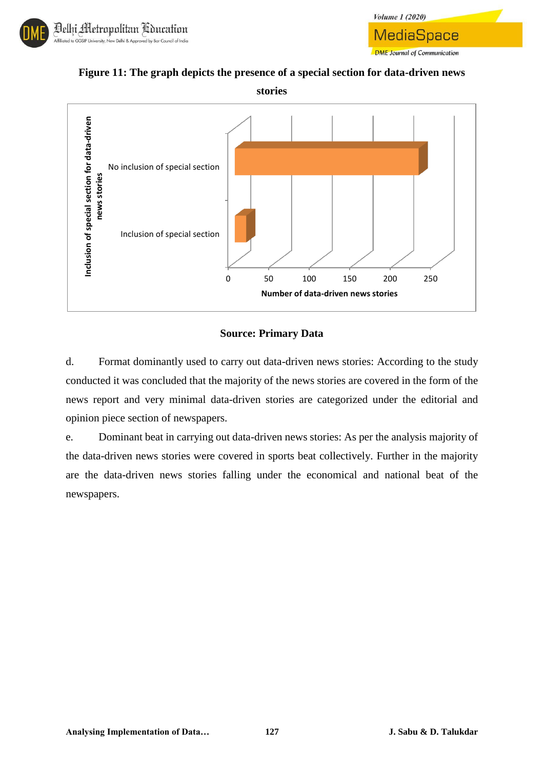**Figure 11: The graph depicts the presence of a special section for data-driven news stories**

**Source: Primary Data**

d. Format dominantly used to carry out data-driven news stories: According to the study conducted it was concluded that the majority of the news stories are covered in the form of the news report and very minimal data-driven stories are categorized under the editorial and opinion piece section of newspapers.

e. Dominant beat in carrying out data-driven news stories: As per the analysis majority of the data-driven news stories were covered in sports beat collectively. Further in the majority are the data-driven news stories falling under the economical and national beat of the newspapers.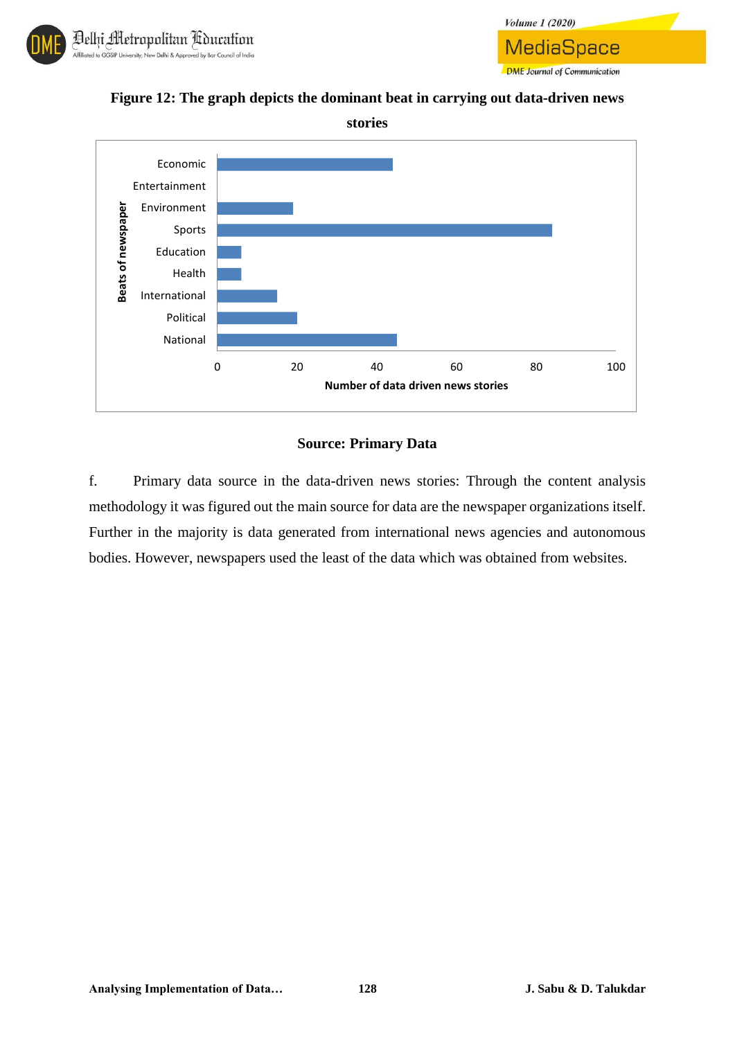**Figure 12: The graph depicts the dominant beat in carrying out data-driven news stories**

**Source: Primary Data**

f. Primary data source in the data-driven news stories: Through the content analysis methodology it was figured out the main source for data are the newspaper organizations itself. Further in the majority is data generated from international news agencies and autonomous bodies. However, newspapers used the least of the data which was obtained from websites.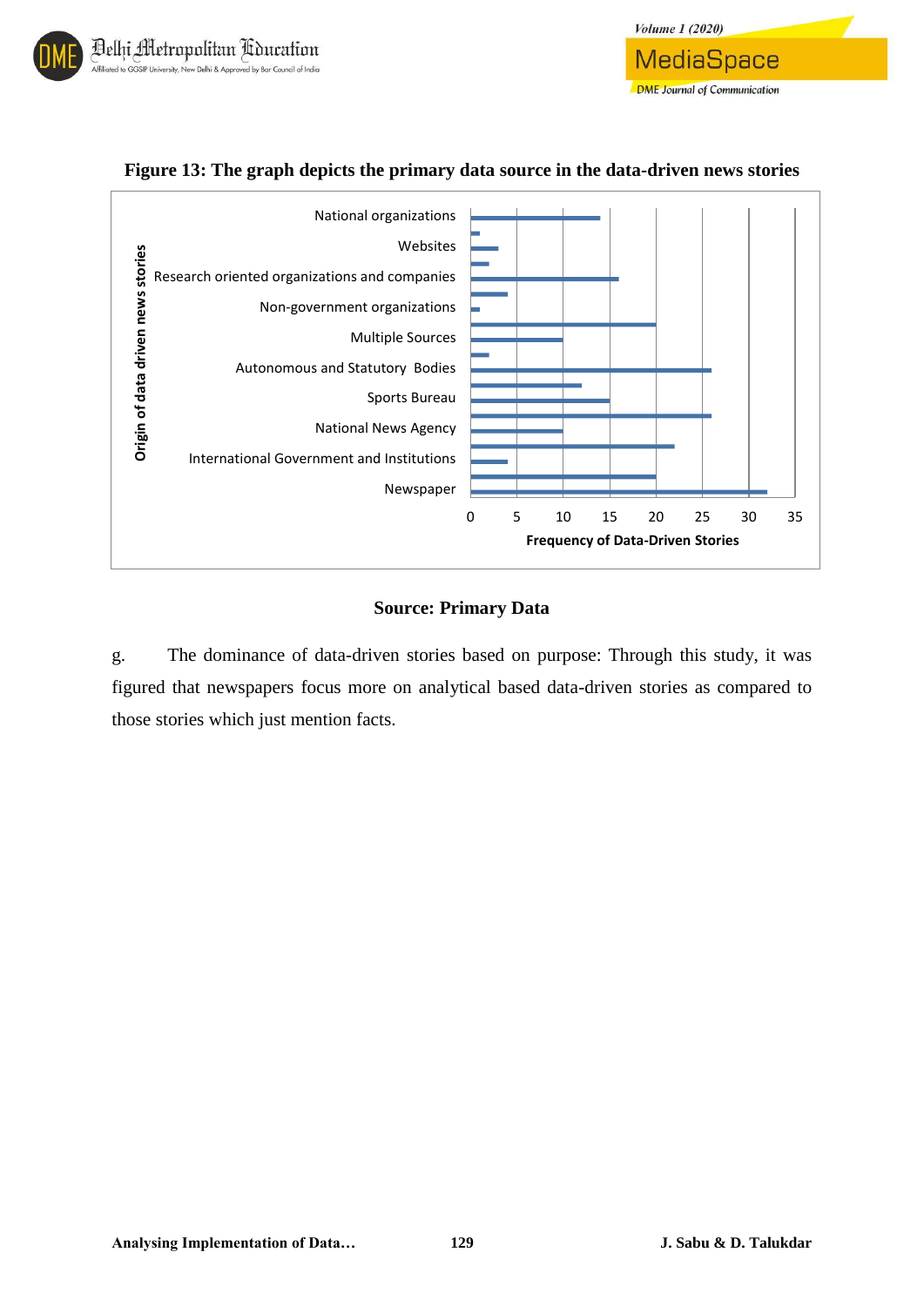**Figure 13: The graph depicts the primary data source in the data-driven news stories**

**Source: Primary Data**

g. The dominance of data-driven stories based on purpose: Through this study, it was figured that newspapers focus more on analytical based data-driven stories as compared to those stories which just mention facts.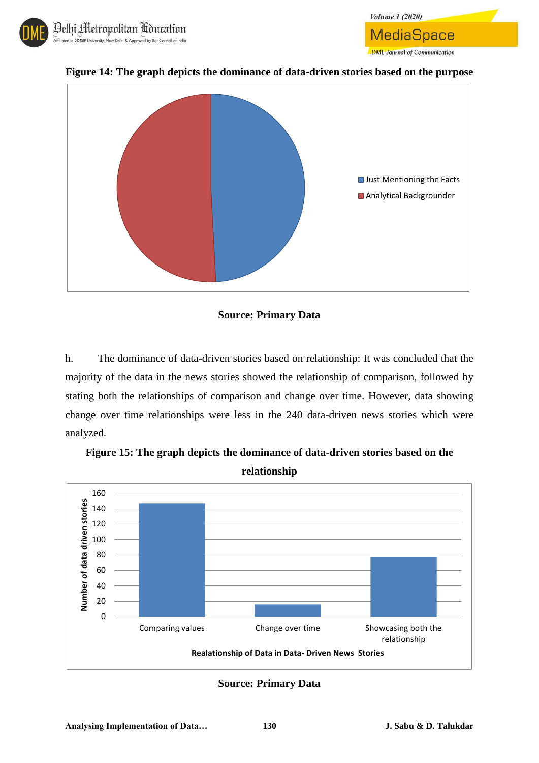**Figure 14: The graph depicts the dominance of data-driven stories based on the purpose**

Just Mentioning the Facts

Analytical Backgrounder

**Source: Primary Data**

h. The dominance of data-driven stories based on relationship: It was concluded that the majority of the data in the news stories showed the relationship of comparison, followed by stating both the relationships of comparison and change over time. However, data showing change over time relationships were less in the 240 data-driven news stories which were analyzed.

**Figure 15: The graph depicts the dominance of data-driven stories based on the relationship**

Number of data driven stories

Comparing values | Change over time | Showcasing both the relationship

**Realationship of Data in Data- Driven News Stories**

**Source: Primary Data**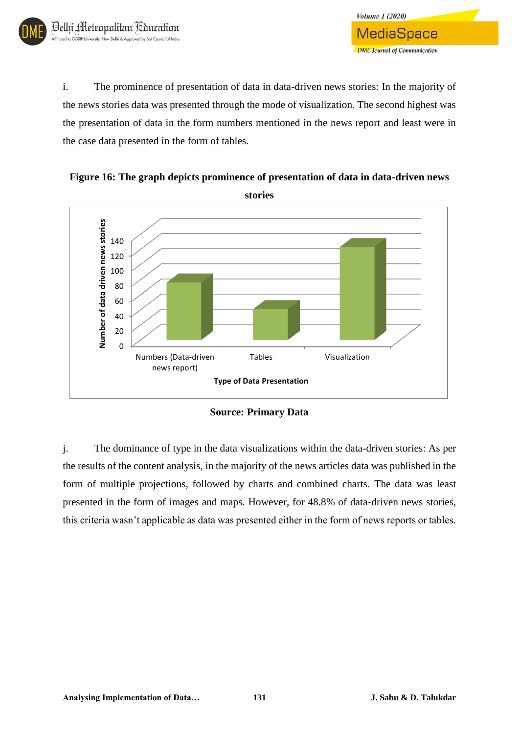i. The prominence of presentation of data in data-driven news stories: In the majority of the news stories data was presented through the mode of visualization. The second highest was the presentation of data in the form numbers mentioned in the news report and least were in the case data presented in the form of tables.

**Figure 16: The graph depicts prominence of presentation of data in data-driven news stories**

**Source: Primary Data**

j. The dominance of type in the data visualizations within the data-driven stories: As per the results of the content analysis, in the majority of the news articles data was published in the form of multiple projections, followed by charts and combined charts. The data was least presented in the form of images and maps. However, for 48.8% of data-driven news stories, this criteria wasn't applicable as data was presented either in the form of news reports or tables.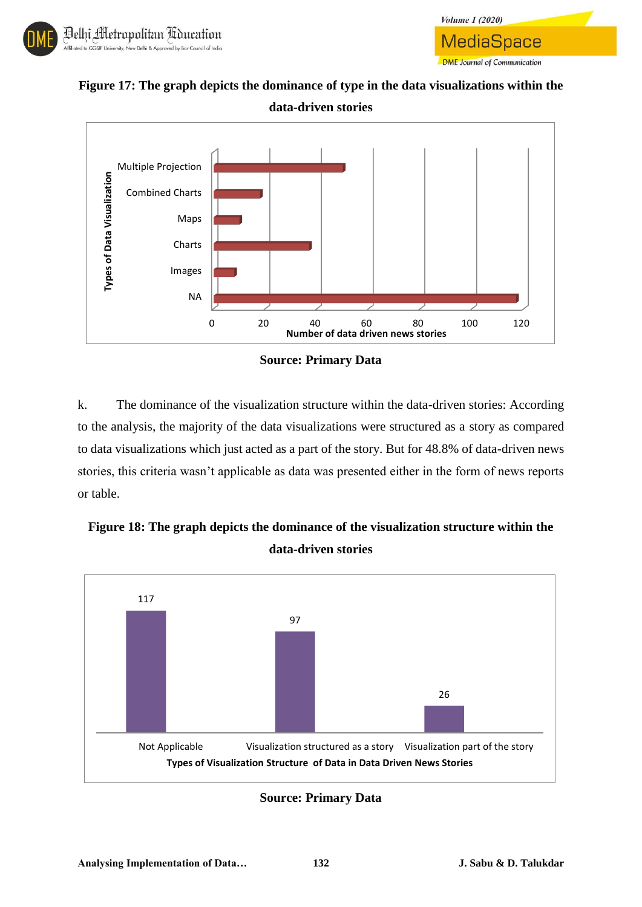**Figure 17: The graph depicts the dominance of type in the data visualizations within the data-driven stories**

**Source: Primary Data**

k. The dominance of the visualization structure within the data-driven stories: According to the analysis, the majority of the data visualizations were structured as a story as compared to data visualizations which just acted as a part of the story. But for 48.8% of data-driven news stories, this criteria wasn't applicable as data was presented either in the form of news reports or table.

**Figure 18: The graph depicts the dominance of the visualization structure within the data-driven stories**

**Source: Primary Data**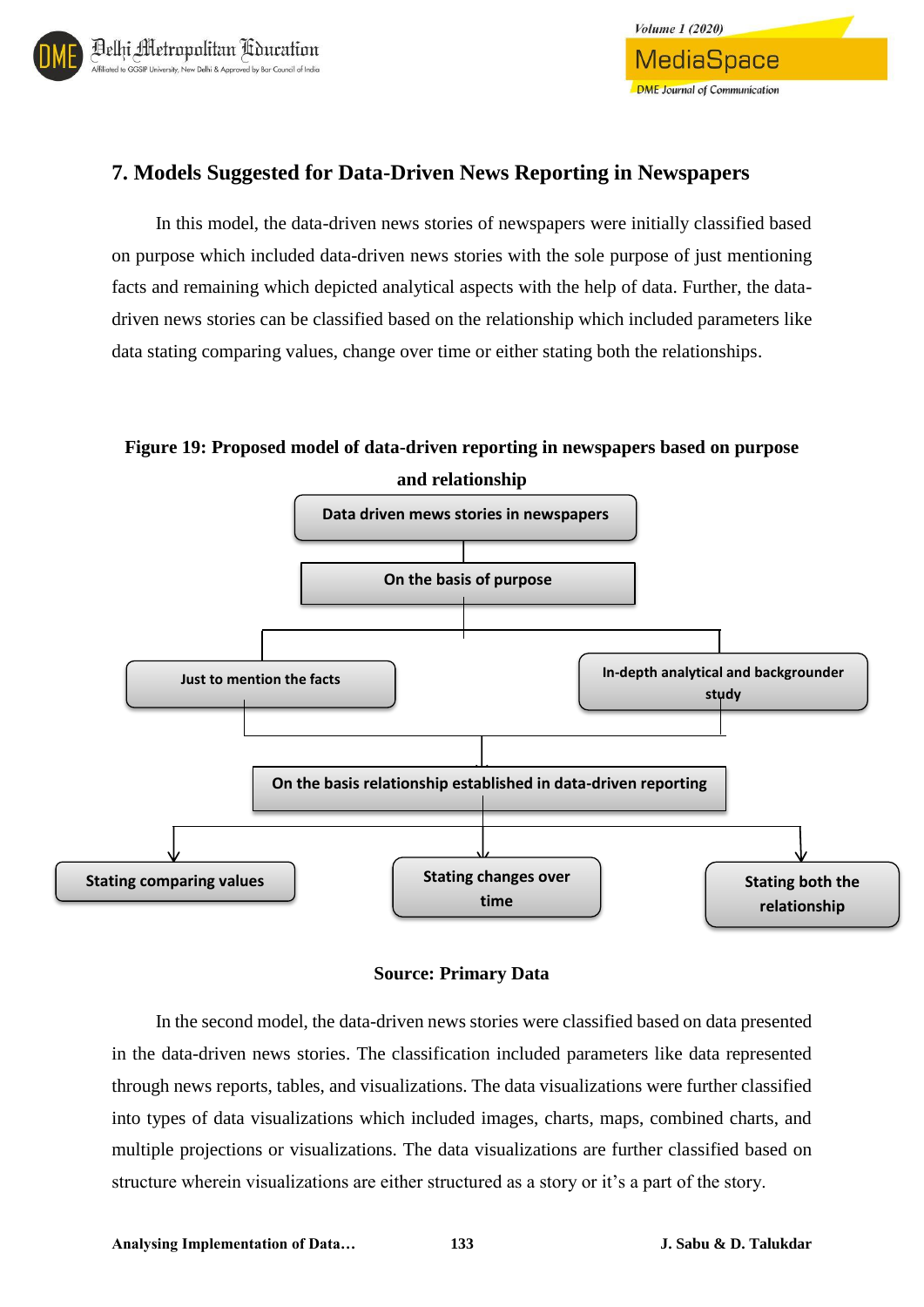## 7. Models Suggested for Data-Driven News Reporting in Newspapers

In this model, the data-driven news stories of newspapers were initially classified based on purpose which included data-driven news stories with the sole purpose of just mentioning facts and remaining which depicted analytical aspects with the help of data. Further, the data-driven news stories can be classified based on the relationship which included parameters like data stating comparing values, change over time or either stating both the relationships.

**Figure 19: Proposed model of data-driven reporting in newspapers based on purpose and relationship**

Data driven mews stories in newspapers

On the basis of purpose

Just to mention the facts

In-depth analytical and backgrounder study

On the basis relationship established in data-driven reporting

Stating comparing values

Stating changes over time

Stating both the relationship

**Source: Primary Data**

In the second model, the data-driven news stories were classified based on data presented in the data-driven news stories. The classification included parameters like data represented through news reports, tables, and visualizations. The data visualizations were further classified into types of data visualizations which included images, charts, maps, combined charts, and multiple projections or visualizations. The data visualizations are further classified based on structure wherein visualizations are either structured as a story or it's a part of the story.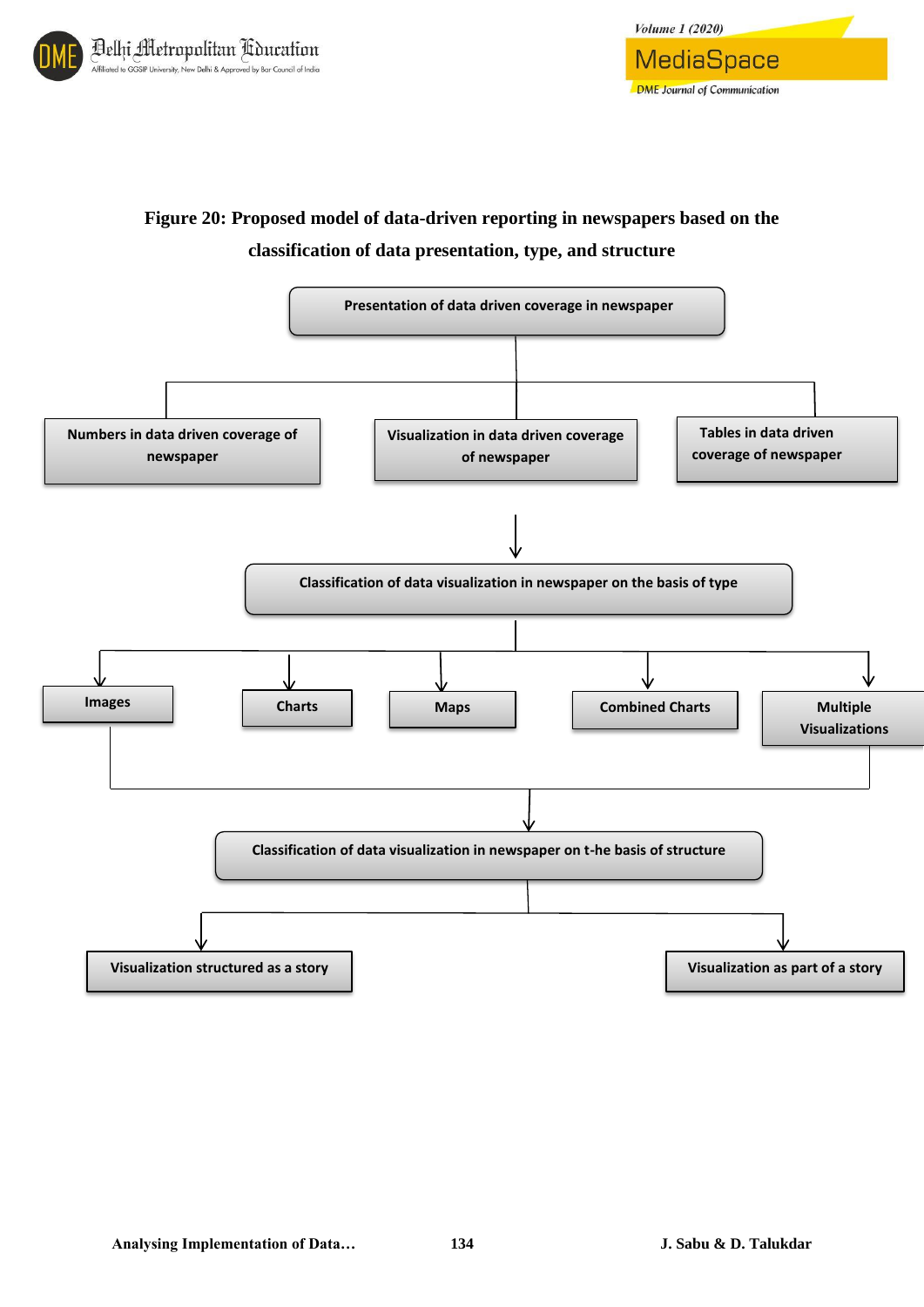**Figure 20: Proposed model of data-driven reporting in newspapers based on the classification of data presentation, type, and structure**

- Presentation of data driven coverage in newspaper
  - Numbers in data driven coverage of newspaper
  - Visualization in data driven coverage of newspaper
  - Tables in data driven coverage of newspaper
- Classification of data visualization in newspaper on the basis of type
  - Images
  - Charts
  - Maps
  - Combined Charts
  - Multiple Visualizations
- Classification of data visualization in newspaper on t-he basis of structure
  - Visualization structured as a story
  - Visualization as part of a story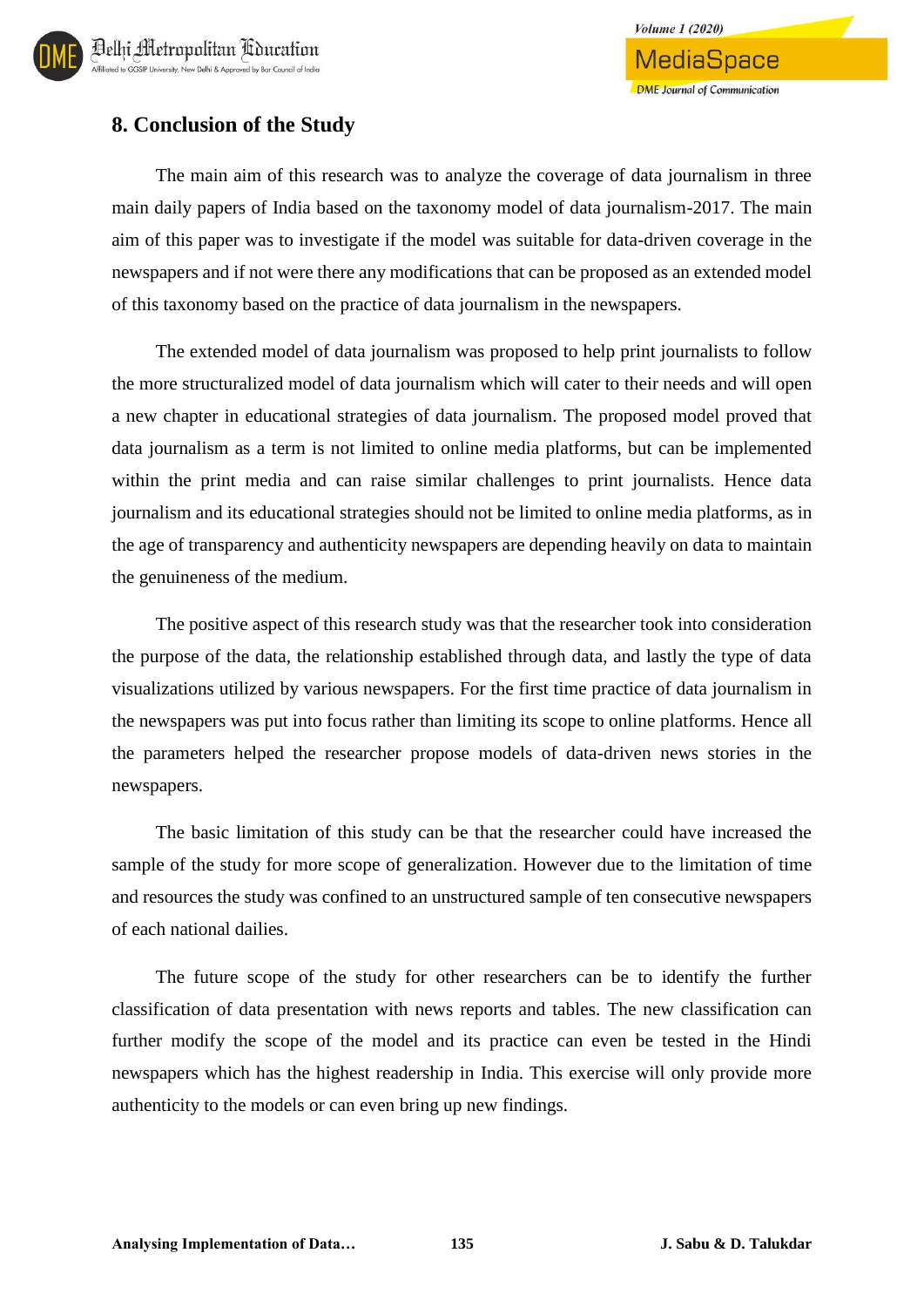## 8. Conclusion of the Study

The main aim of this research was to analyze the coverage of data journalism in three main daily papers of India based on the taxonomy model of data journalism-2017. The main aim of this paper was to investigate if the model was suitable for data-driven coverage in the newspapers and if not were there any modifications that can be proposed as an extended model of this taxonomy based on the practice of data journalism in the newspapers.

The extended model of data journalism was proposed to help print journalists to follow the more structuralized model of data journalism which will cater to their needs and will open a new chapter in educational strategies of data journalism. The proposed model proved that data journalism as a term is not limited to online media platforms, but can be implemented within the print media and can raise similar challenges to print journalists. Hence data journalism and its educational strategies should not be limited to online media platforms, as in the age of transparency and authenticity newspapers are depending heavily on data to maintain the genuineness of the medium.

The positive aspect of this research study was that the researcher took into consideration the purpose of the data, the relationship established through data, and lastly the type of data visualizations utilized by various newspapers. For the first time practice of data journalism in the newspapers was put into focus rather than limiting its scope to online platforms. Hence all the parameters helped the researcher propose models of data-driven news stories in the newspapers.

The basic limitation of this study can be that the researcher could have increased the sample of the study for more scope of generalization. However due to the limitation of time and resources the study was confined to an unstructured sample of ten consecutive newspapers of each national dailies.

The future scope of the study for other researchers can be to identify the further classification of data presentation with news reports and tables. The new classification can further modify the scope of the model and its practice can even be tested in the Hindi newspapers which has the highest readership in India. This exercise will only provide more authenticity to the models or can even bring up new findings.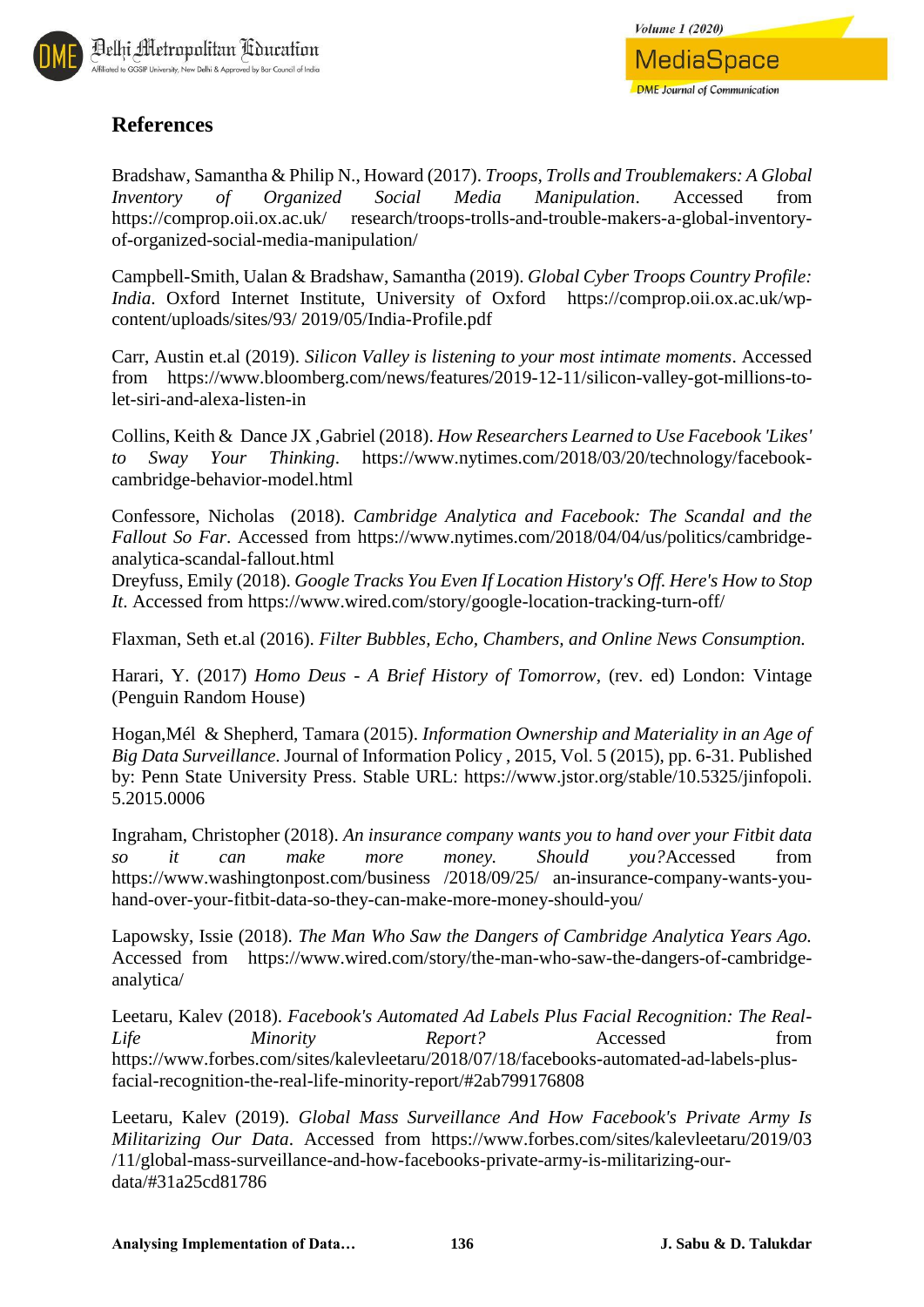# References

Bradshaw, Samantha & Philip N., Howard (2017). *Troops, Trolls and Troublemakers: A Global Inventory of Organized Social Media Manipulation*. Accessed from https://comprop.oii.ox.ac.uk/ research/troops-trolls-and-trouble-makers-a-global-inventory-of-organized-social-media-manipulation/

Campbell-Smith, Ualan & Bradshaw, Samantha (2019). *Global Cyber Troops Country Profile: India*. Oxford Internet Institute, University of Oxford https://comprop.oii.ox.ac.uk/wp-content/uploads/sites/93/ 2019/05/India-Profile.pdf

Carr, Austin et.al (2019). *Silicon Valley is listening to your most intimate moments*. Accessed from https://www.bloomberg.com/news/features/2019-12-11/silicon-valley-got-millions-to-let-siri-and-alexa-listen-in

Collins, Keith & Dance JX ,Gabriel (2018). *How Researchers Learned to Use Facebook 'Likes' to Sway Your Thinking*. https://www.nytimes.com/2018/03/20/technology/facebook-cambridge-behavior-model.html

Confessore, Nicholas (2018). *Cambridge Analytica and Facebook: The Scandal and the Fallout So Far*. Accessed from https://www.nytimes.com/2018/04/04/us/politics/cambridge-analytica-scandal-fallout.html

Dreyfuss, Emily (2018). *Google Tracks You Even If Location History's Off. Here's How to Stop It*. Accessed from https://www.wired.com/story/google-location-tracking-turn-off/

Flaxman, Seth et.al (2016). *Filter Bubbles, Echo, Chambers, and Online News Consumption.*

Harari, Y. (2017) *Homo Deus - A Brief History of Tomorrow*, (rev. ed) London: Vintage (Penguin Random House)

Hogan,Mél & Shepherd, Tamara (2015). *Information Ownership and Materiality in an Age of Big Data Surveillance*. Journal of Information Policy , 2015, Vol. 5 (2015), pp. 6-31. Published by: Penn State University Press. Stable URL: https://www.jstor.org/stable/10.5325/jinfopoli. 5.2015.0006

Ingraham, Christopher (2018). *An insurance company wants you to hand over your Fitbit data so it can make more money. Should you?*Accessed from https://www.washingtonpost.com/business /2018/09/25/ an-insurance-company-wants-you-hand-over-your-fitbit-data-so-they-can-make-more-money-should-you/

Lapowsky, Issie (2018). *The Man Who Saw the Dangers of Cambridge Analytica Years Ago.* Accessed from https://www.wired.com/story/the-man-who-saw-the-dangers-of-cambridge-analytica/

Leetaru, Kalev (2018). *Facebook's Automated Ad Labels Plus Facial Recognition: The Real-Life Minority Report?* Accessed from https://www.forbes.com/sites/kalevleetaru/2018/07/18/facebooks-automated-ad-labels-plus-facial-recognition-the-real-life-minority-report/#2ab799176808

Leetaru, Kalev (2019). *Global Mass Surveillance And How Facebook's Private Army Is Militarizing Our Data*. Accessed from https://www.forbes.com/sites/kalevleetaru/2019/03 /11/global-mass-surveillance-and-how-facebooks-private-army-is-militarizing-our-data/#31a25cd81786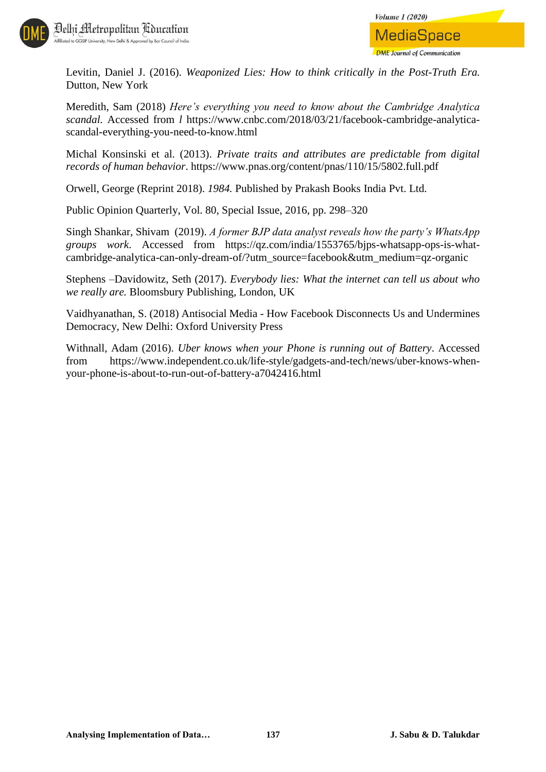Levitin, Daniel J. (2016). *Weaponized Lies: How to think critically in the Post-Truth Era.* Dutton, New York

Meredith, Sam (2018) *Here's everything you need to know about the Cambridge Analytica scandal.* Accessed from *l* https://www.cnbc.com/2018/03/21/facebook-cambridge-analytica-scandal-everything-you-need-to-know.html

Michal Konsinski et al. (2013). *Private traits and attributes are predictable from digital records of human behavior*. https://www.pnas.org/content/pnas/110/15/5802.full.pdf

Orwell, George (Reprint 2018). *1984.* Published by Prakash Books India Pvt. Ltd.

Public Opinion Quarterly, Vol. 80, Special Issue, 2016, pp. 298–320

Singh Shankar, Shivam (2019). *A former BJP data analyst reveals how the party's WhatsApp groups work*. Accessed from https://qz.com/india/1553765/bjps-whatsapp-ops-is-what-cambridge-analytica-can-only-dream-of/?utm_source=facebook&utm_medium=qz-organic

Stephens –Davidowitz, Seth (2017). *Everybody lies: What the internet can tell us about who we really are.* Bloomsbury Publishing, London, UK

Vaidhyanathan, S. (2018) Antisocial Media - How Facebook Disconnects Us and Undermines Democracy, New Delhi: Oxford University Press

Withnall, Adam (2016). *Uber knows when your Phone is running out of Battery*. Accessed from https://www.independent.co.uk/life-style/gadgets-and-tech/news/uber-knows-when-your-phone-is-about-to-run-out-of-battery-a7042416.html